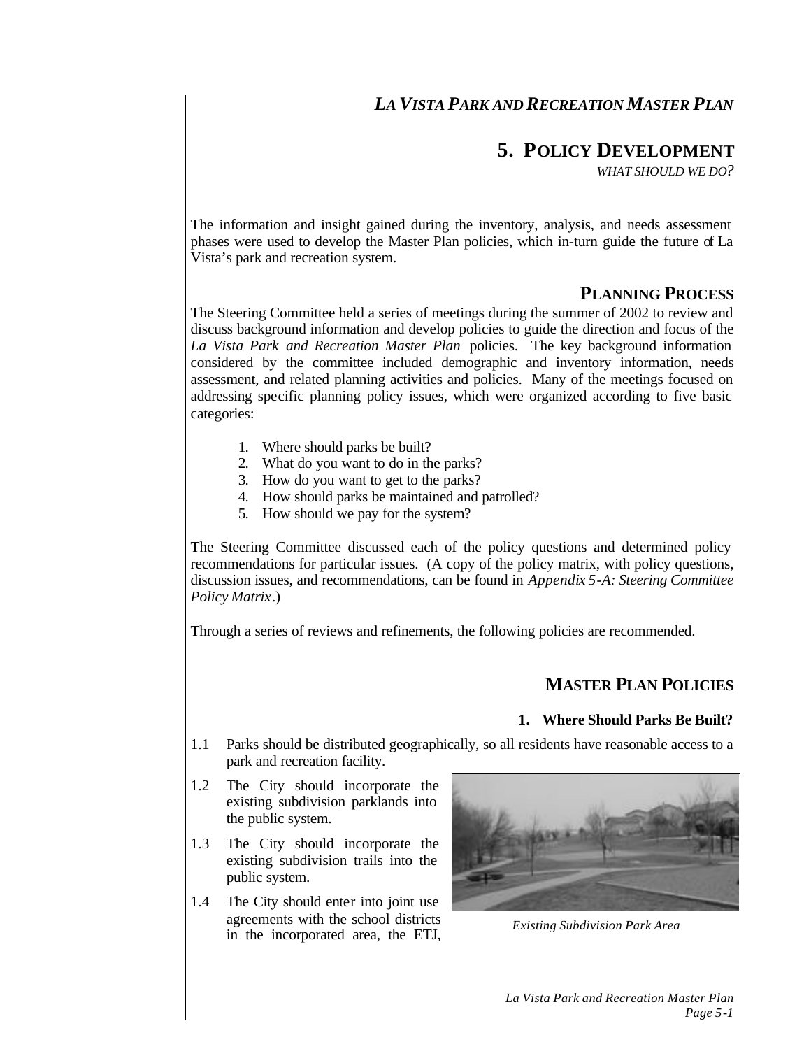## 5. POLICY DEVELOPMENT

*WHAT SHOULD WE DO?*

The information and insight gained during the inventory, analysis, and needs assessment phases were used to develop the Master Plan policies, which in-turn guide the future of La Vista's park and recreation system.

### PLANNING PROCESS

The Steering Committee held a series of meetings during the summer of 2002 to review and discuss background information and develop policies to guide the direction and focus of the *La Vista Park and Recreation Master Plan* policies. The key background information considered by the committee included demographic and inventory information, needs assessment, and related planning activities and policies. Many of the meetings focused on addressing specific planning policy issues, which were organized according to five basic categories:

1. Where should parks be built?
2. What do you want to do in the parks?
3. How do you want to get to the parks?
4. How should parks be maintained and patrolled?
5. How should we pay for the system?

The Steering Committee discussed each of the policy questions and determined policy recommendations for particular issues. (A copy of the policy matrix, with policy questions, discussion issues, and recommendations, can be found in *Appendix 5-A: Steering Committee Policy Matrix*.)

Through a series of reviews and refinements, the following policies are recommended.

### MASTER PLAN POLICIES

#### 1. Where Should Parks Be Built?

1.1 Parks should be distributed geographically, so all residents have reasonable access to a park and recreation facility.

1.2 The City should incorporate the existing subdivision parklands into the public system.

1.3 The City should incorporate the existing subdivision trails into the public system.

1.4 The City should enter into joint use agreements with the school districts in the incorporated area, the ETJ,

*Existing Subdivision Park Area*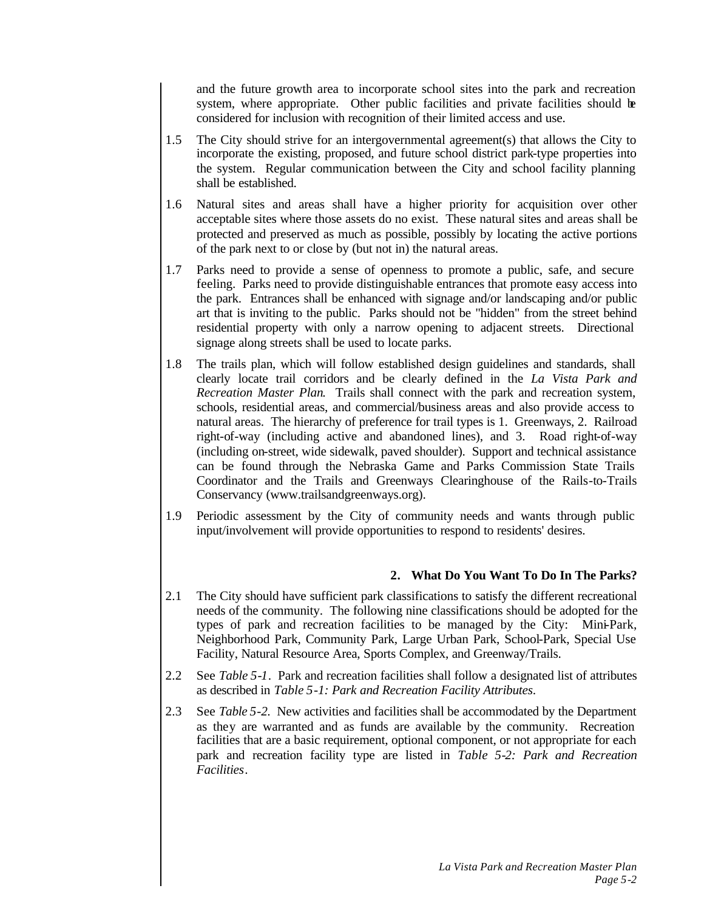and the future growth area to incorporate school sites into the park and recreation system, where appropriate. Other public facilities and private facilities should be considered for inclusion with recognition of their limited access and use.

1.5 The City should strive for an intergovernmental agreement(s) that allows the City to incorporate the existing, proposed, and future school district park-type properties into the system. Regular communication between the City and school facility planning shall be established.

1.6 Natural sites and areas shall have a higher priority for acquisition over other acceptable sites where those assets do no exist. These natural sites and areas shall be protected and preserved as much as possible, possibly by locating the active portions of the park next to or close by (but not in) the natural areas.

1.7 Parks need to provide a sense of openness to promote a public, safe, and secure feeling. Parks need to provide distinguishable entrances that promote easy access into the park. Entrances shall be enhanced with signage and/or landscaping and/or public art that is inviting to the public. Parks should not be "hidden" from the street behind residential property with only a narrow opening to adjacent streets. Directional signage along streets shall be used to locate parks.

1.8 The trails plan, which will follow established design guidelines and standards, shall clearly locate trail corridors and be clearly defined in the *La Vista Park and Recreation Master Plan*. Trails shall connect with the park and recreation system, schools, residential areas, and commercial/business areas and also provide access to natural areas. The hierarchy of preference for trail types is 1. Greenways, 2. Railroad right-of-way (including active and abandoned lines), and 3. Road right-of-way (including on-street, wide sidewalk, paved shoulder). Support and technical assistance can be found through the Nebraska Game and Parks Commission State Trails Coordinator and the Trails and Greenways Clearinghouse of the Rails-to-Trails Conservancy (www.trailsandgreenways.org).

1.9 Periodic assessment by the City of community needs and wants through public input/involvement will provide opportunities to respond to residents' desires.

## 2. What Do You Want To Do In The Parks?

2.1 The City should have sufficient park classifications to satisfy the different recreational needs of the community. The following nine classifications should be adopted for the types of park and recreation facilities to be managed by the City: Mini-Park, Neighborhood Park, Community Park, Large Urban Park, School-Park, Special Use Facility, Natural Resource Area, Sports Complex, and Greenway/Trails.

2.2 See *Table 5-1*. Park and recreation facilities shall follow a designated list of attributes as described in *Table 5-1: Park and Recreation Facility Attributes*.

2.3 See *Table 5-2*. New activities and facilities shall be accommodated by the Department as they are warranted and as funds are available by the community. Recreation facilities that are a basic requirement, optional component, or not appropriate for each park and recreation facility type are listed in *Table 5-2: Park and Recreation Facilities*.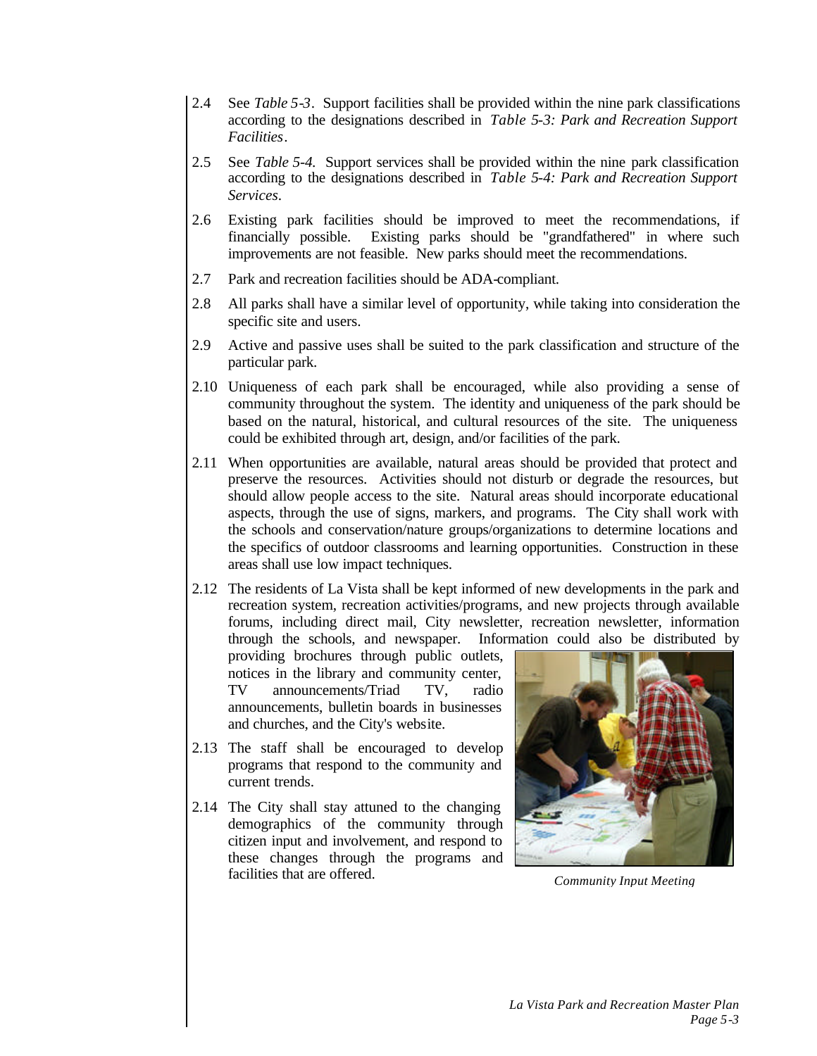2.4 See *Table 5-3*. Support facilities shall be provided within the nine park classifications according to the designations described in *Table 5-3: Park and Recreation Support Facilities*.

2.5 See *Table 5-4.* Support services shall be provided within the nine park classification according to the designations described in *Table 5-4: Park and Recreation Support Services*.

2.6 Existing park facilities should be improved to meet the recommendations, if financially possible. Existing parks should be "grandfathered" in where such improvements are not feasible. New parks should meet the recommendations.

2.7 Park and recreation facilities should be ADA-compliant.

2.8 All parks shall have a similar level of opportunity, while taking into consideration the specific site and users.

2.9 Active and passive uses shall be suited to the park classification and structure of the particular park.

2.10 Uniqueness of each park shall be encouraged, while also providing a sense of community throughout the system. The identity and uniqueness of the park should be based on the natural, historical, and cultural resources of the site. The uniqueness could be exhibited through art, design, and/or facilities of the park.

2.11 When opportunities are available, natural areas should be provided that protect and preserve the resources. Activities should not disturb or degrade the resources, but should allow people access to the site. Natural areas should incorporate educational aspects, through the use of signs, markers, and programs. The City shall work with the schools and conservation/nature groups/organizations to determine locations and the specifics of outdoor classrooms and learning opportunities. Construction in these areas shall use low impact techniques.

2.12 The residents of La Vista shall be kept informed of new developments in the park and recreation system, recreation activities/programs, and new projects through available forums, including direct mail, City newsletter, recreation newsletter, information through the schools, and newspaper. Information could also be distributed by providing brochures through public outlets, notices in the library and community center, TV announcements/Triad TV, radio announcements, bulletin boards in businesses and churches, and the City's website.

2.13 The staff shall be encouraged to develop programs that respond to the community and current trends.

2.14 The City shall stay attuned to the changing demographics of the community through citizen input and involvement, and respond to these changes through the programs and facilities that are offered.

*Community Input Meeting*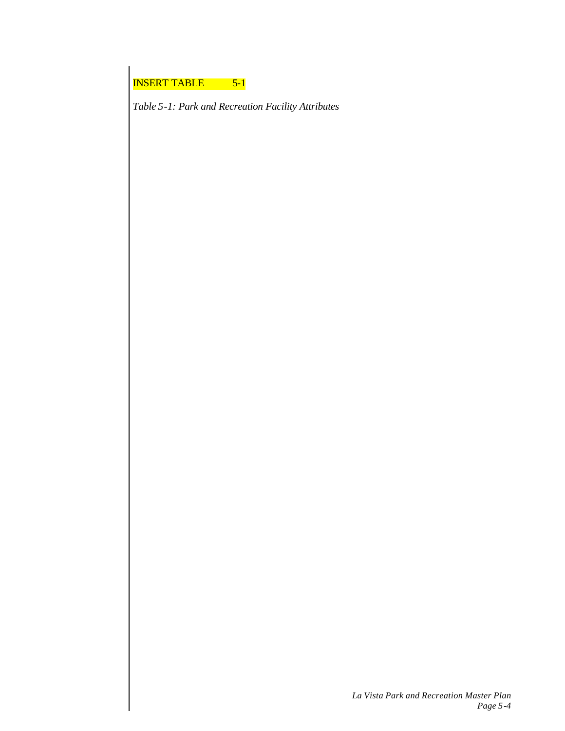INSERT TABLE 5-1

*Table 5-1: Park and Recreation Facility Attributes*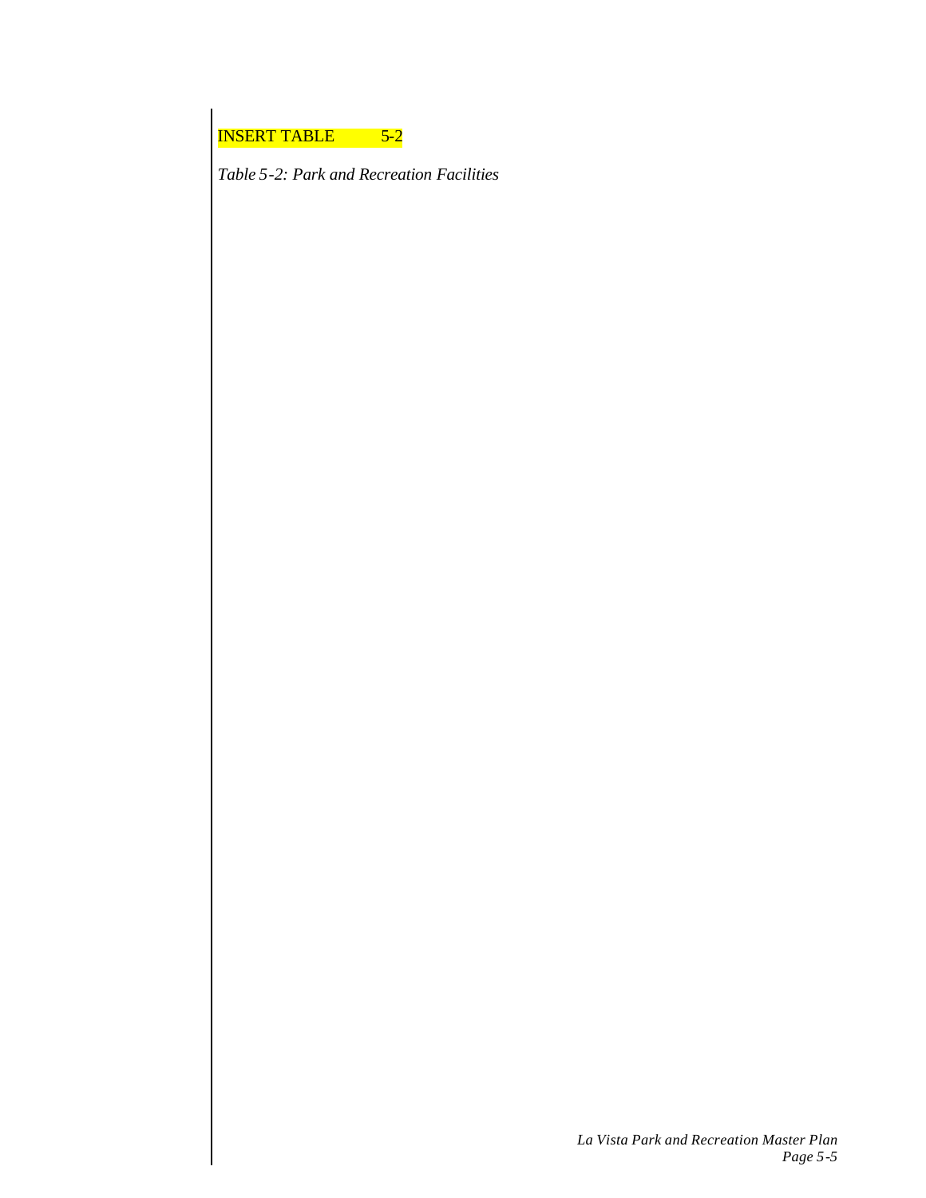INSERT TABLE 5-2

*Table 5-2: Park and Recreation Facilities*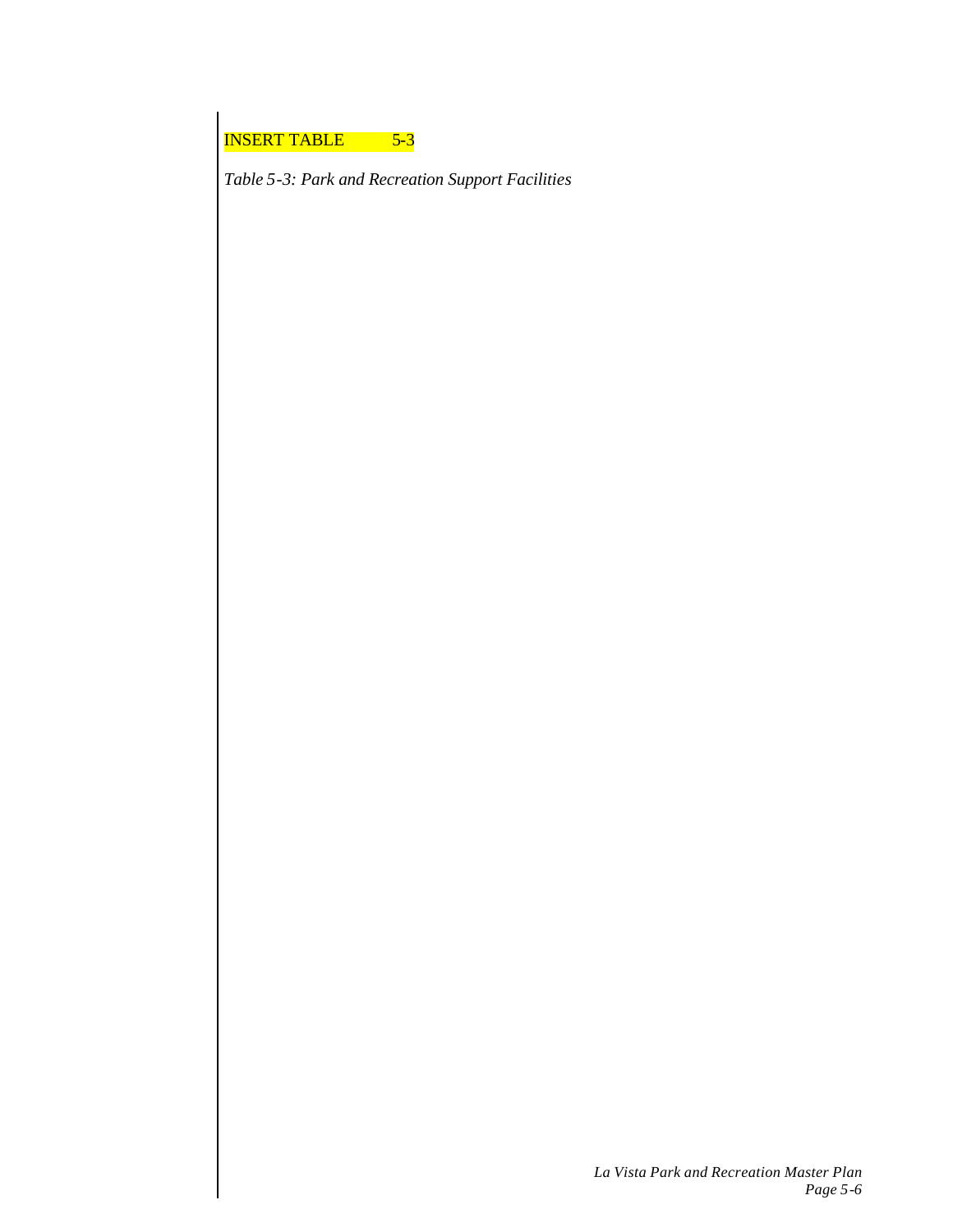INSERT TABLE 5-3

*Table 5-3: Park and Recreation Support Facilities*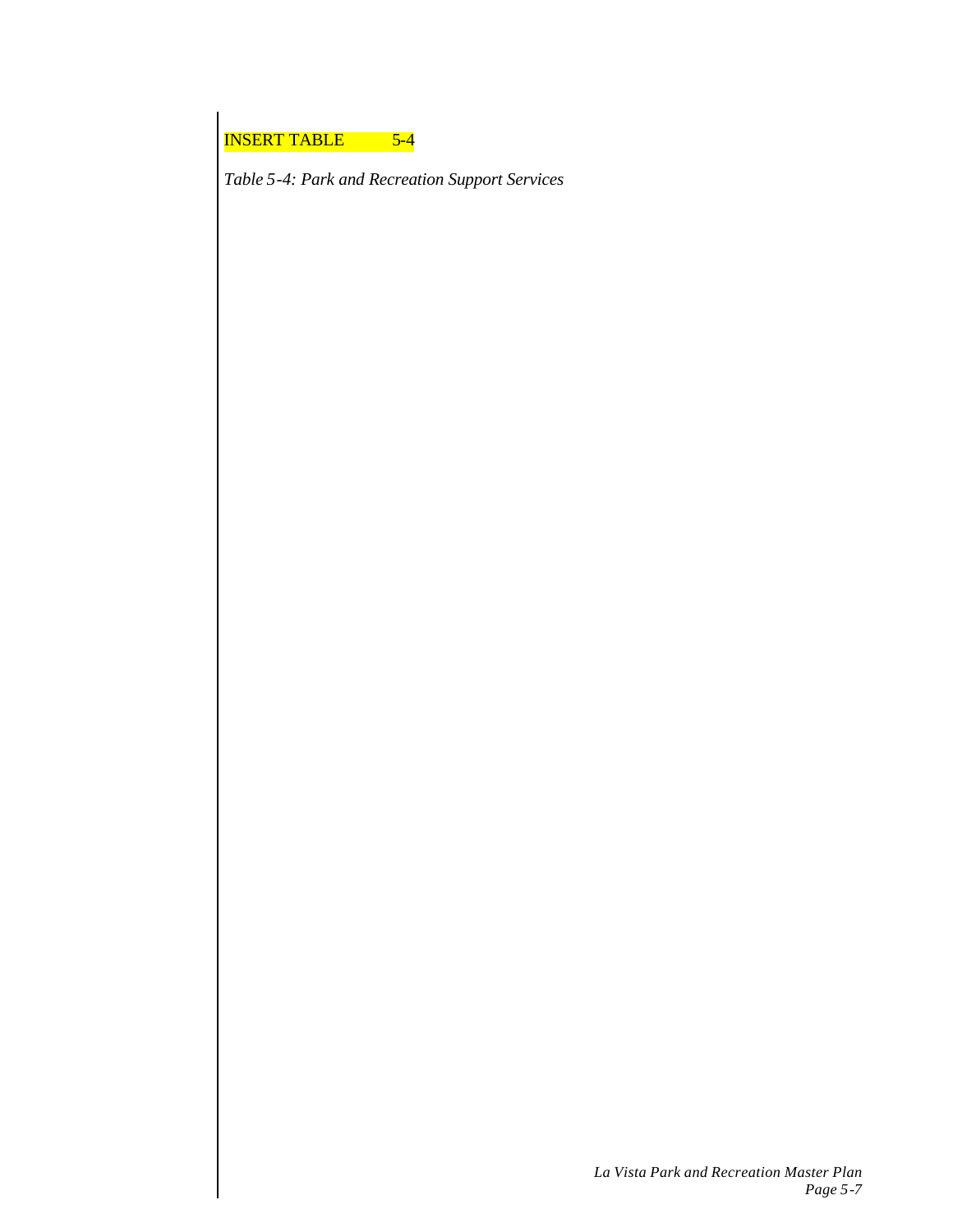INSERT TABLE 5-4

*Table 5-4: Park and Recreation Support Services*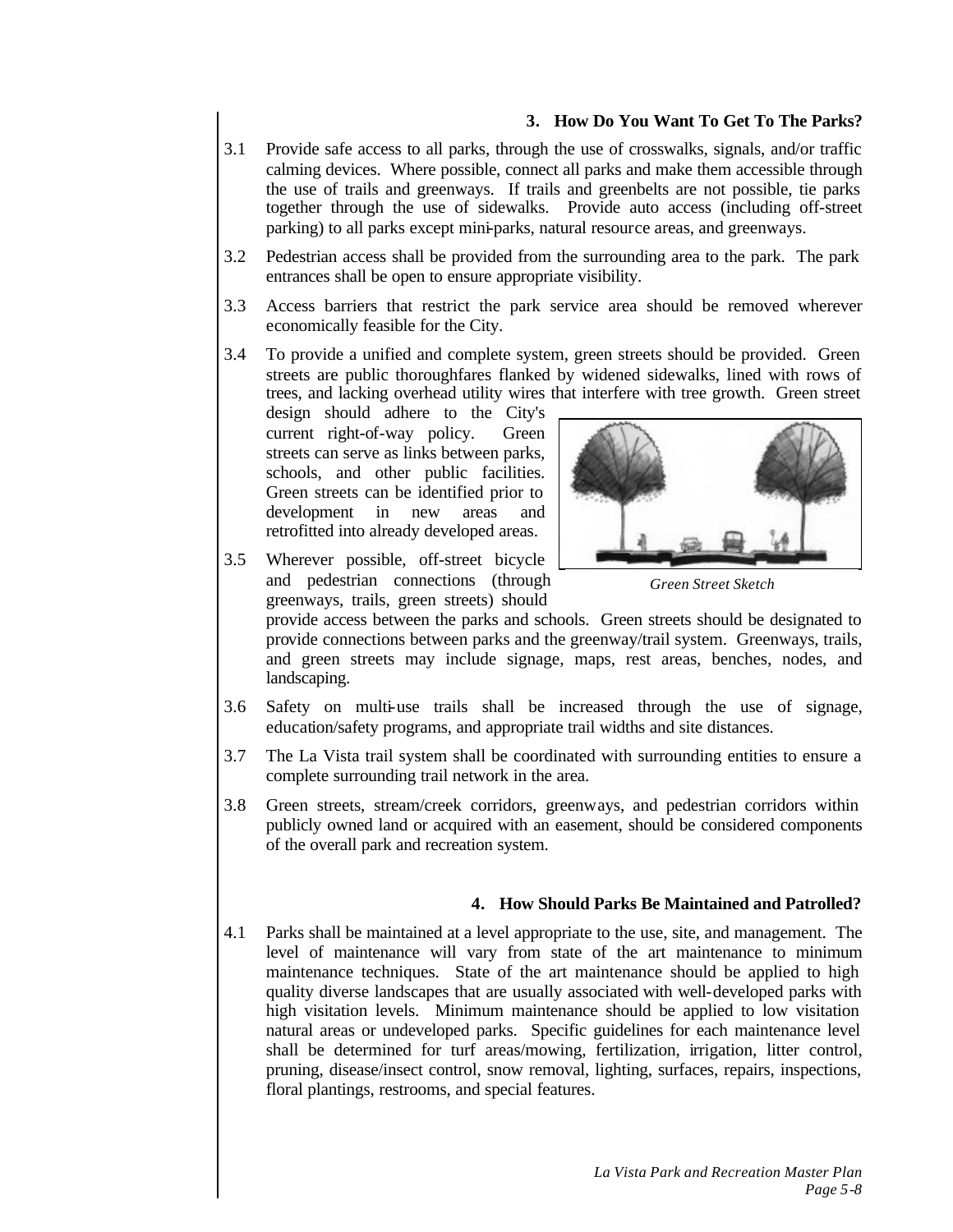### 3. How Do You Want To Get To The Parks?

3.1 Provide safe access to all parks, through the use of crosswalks, signals, and/or traffic calming devices. Where possible, connect all parks and make them accessible through the use of trails and greenways. If trails and greenbelts are not possible, tie parks together through the use of sidewalks. Provide auto access (including off-street parking) to all parks except mini-parks, natural resource areas, and greenways.

3.2 Pedestrian access shall be provided from the surrounding area to the park. The park entrances shall be open to ensure appropriate visibility.

3.3 Access barriers that restrict the park service area should be removed wherever economically feasible for the City.

3.4 To provide a unified and complete system, green streets should be provided. Green streets are public thoroughfares flanked by widened sidewalks, lined with rows of trees, and lacking overhead utility wires that interfere with tree growth. Green street design should adhere to the City's current right-of-way policy. Green streets can serve as links between parks, schools, and other public facilities. Green streets can be identified prior to development in new areas and retrofitted into already developed areas.

*Green Street Sketch*

3.5 Wherever possible, off-street bicycle and pedestrian connections (through greenways, trails, green streets) should provide access between the parks and schools. Green streets should be designated to provide connections between parks and the greenway/trail system. Greenways, trails, and green streets may include signage, maps, rest areas, benches, nodes, and landscaping.

3.6 Safety on multi-use trails shall be increased through the use of signage, education/safety programs, and appropriate trail widths and site distances.

3.7 The La Vista trail system shall be coordinated with surrounding entities to ensure a complete surrounding trail network in the area.

3.8 Green streets, stream/creek corridors, greenways, and pedestrian corridors within publicly owned land or acquired with an easement, should be considered components of the overall park and recreation system.

### 4. How Should Parks Be Maintained and Patrolled?

4.1 Parks shall be maintained at a level appropriate to the use, site, and management. The level of maintenance will vary from state of the art maintenance to minimum maintenance techniques. State of the art maintenance should be applied to high quality diverse landscapes that are usually associated with well-developed parks with high visitation levels. Minimum maintenance should be applied to low visitation natural areas or undeveloped parks. Specific guidelines for each maintenance level shall be determined for turf areas/mowing, fertilization, irrigation, litter control, pruning, disease/insect control, snow removal, lighting, surfaces, repairs, inspections, floral plantings, restrooms, and special features.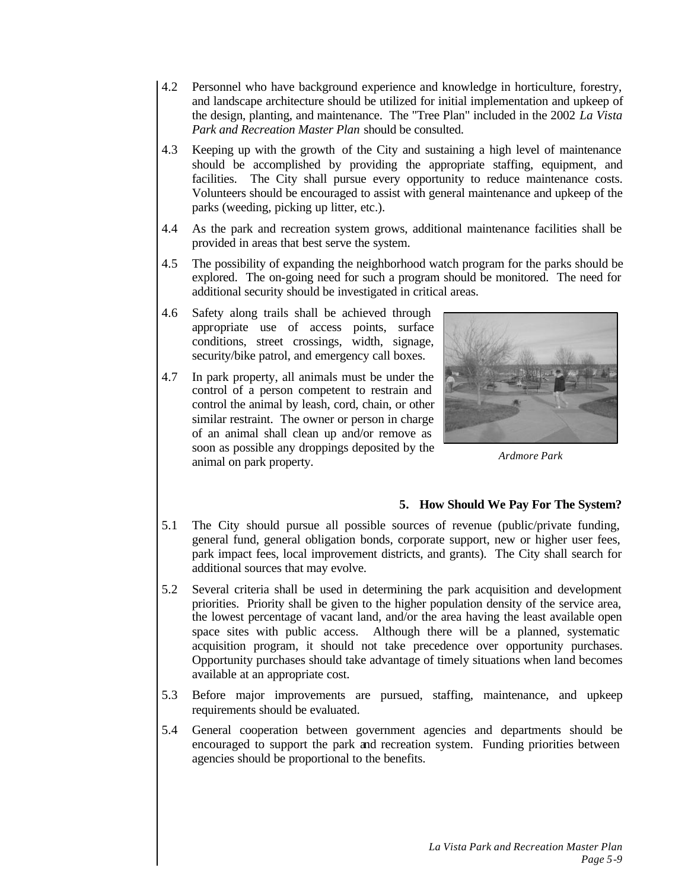4.2 Personnel who have background experience and knowledge in horticulture, forestry, and landscape architecture should be utilized for initial implementation and upkeep of the design, planting, and maintenance. The "Tree Plan" included in the 2002 *La Vista Park and Recreation Master Plan* should be consulted.

4.3 Keeping up with the growth of the City and sustaining a high level of maintenance should be accomplished by providing the appropriate staffing, equipment, and facilities. The City shall pursue every opportunity to reduce maintenance costs. Volunteers should be encouraged to assist with general maintenance and upkeep of the parks (weeding, picking up litter, etc.).

4.4 As the park and recreation system grows, additional maintenance facilities shall be provided in areas that best serve the system.

4.5 The possibility of expanding the neighborhood watch program for the parks should be explored. The on-going need for such a program should be monitored. The need for additional security should be investigated in critical areas.

4.6 Safety along trails shall be achieved through appropriate use of access points, surface conditions, street crossings, width, signage, security/bike patrol, and emergency call boxes.

4.7 In park property, all animals must be under the control of a person competent to restrain and control the animal by leash, cord, chain, or other similar restraint. The owner or person in charge of an animal shall clean up and/or remove as soon as possible any droppings deposited by the animal on park property.

*Ardmore Park*

### 5. How Should We Pay For The System?

5.1 The City should pursue all possible sources of revenue (public/private funding, general fund, general obligation bonds, corporate support, new or higher user fees, park impact fees, local improvement districts, and grants). The City shall search for additional sources that may evolve.

5.2 Several criteria shall be used in determining the park acquisition and development priorities. Priority shall be given to the higher population density of the service area, the lowest percentage of vacant land, and/or the area having the least available open space sites with public access. Although there will be a planned, systematic acquisition program, it should not take precedence over opportunity purchases. Opportunity purchases should take advantage of timely situations when land becomes available at an appropriate cost.

5.3 Before major improvements are pursued, staffing, maintenance, and upkeep requirements should be evaluated.

5.4 General cooperation between government agencies and departments should be encouraged to support the park and recreation system. Funding priorities between agencies should be proportional to the benefits.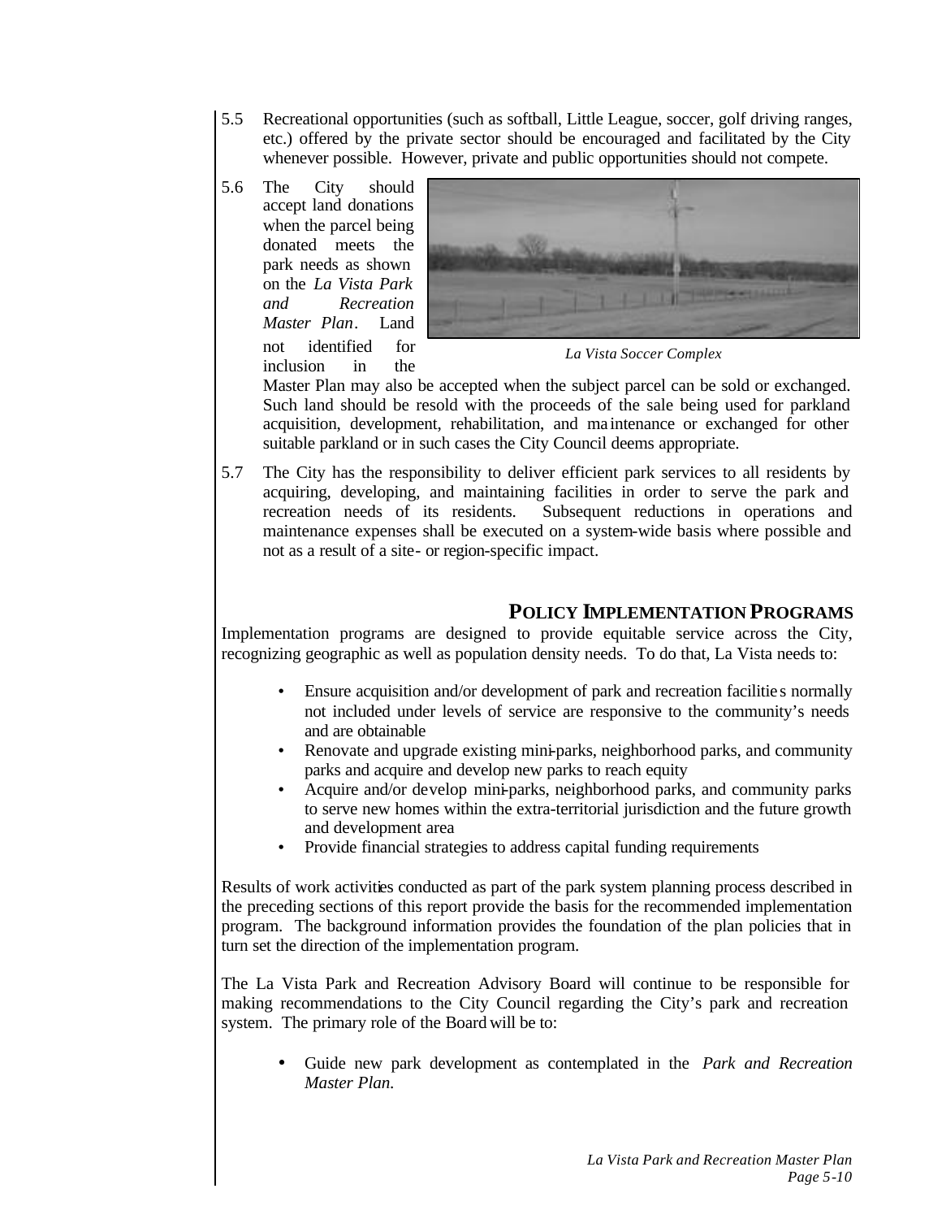5.5 Recreational opportunities (such as softball, Little League, soccer, golf driving ranges, etc.) offered by the private sector should be encouraged and facilitated by the City whenever possible. However, private and public opportunities should not compete.

5.6 The City should accept land donations when the parcel being donated meets the park needs as shown on the *La Vista Park and Recreation Master Plan*. Land not identified for inclusion in the Master Plan may also be accepted when the subject parcel can be sold or exchanged. Such land should be resold with the proceeds of the sale being used for parkland acquisition, development, rehabilitation, and maintenance or exchanged for other suitable parkland or in such cases the City Council deems appropriate.

*La Vista Soccer Complex*

5.7 The City has the responsibility to deliver efficient park services to all residents by acquiring, developing, and maintaining facilities in order to serve the park and recreation needs of its residents. Subsequent reductions in operations and maintenance expenses shall be executed on a system-wide basis where possible and not as a result of a site- or region-specific impact.

## POLICY IMPLEMENTATION PROGRAMS

Implementation programs are designed to provide equitable service across the City, recognizing geographic as well as population density needs. To do that, La Vista needs to:

- Ensure acquisition and/or development of park and recreation facilities normally not included under levels of service are responsive to the community's needs and are obtainable
- Renovate and upgrade existing mini-parks, neighborhood parks, and community parks and acquire and develop new parks to reach equity
- Acquire and/or develop mini-parks, neighborhood parks, and community parks to serve new homes within the extra-territorial jurisdiction and the future growth and development area
- Provide financial strategies to address capital funding requirements

Results of work activities conducted as part of the park system planning process described in the preceding sections of this report provide the basis for the recommended implementation program. The background information provides the foundation of the plan policies that in turn set the direction of the implementation program.

The La Vista Park and Recreation Advisory Board will continue to be responsible for making recommendations to the City Council regarding the City's park and recreation system. The primary role of the Board will be to:

- Guide new park development as contemplated in the *Park and Recreation Master Plan.*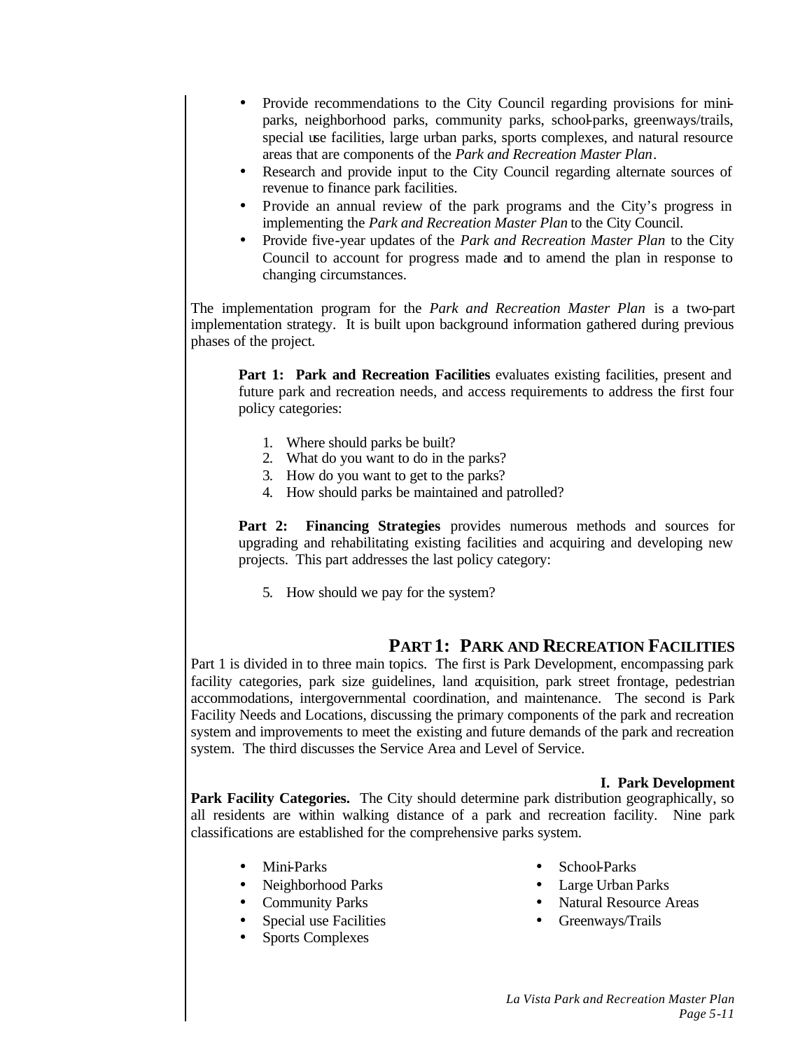- Provide recommendations to the City Council regarding provisions for mini-parks, neighborhood parks, community parks, school-parks, greenways/trails, special use facilities, large urban parks, sports complexes, and natural resource areas that are components of the *Park and Recreation Master Plan*.
- Research and provide input to the City Council regarding alternate sources of revenue to finance park facilities.
- Provide an annual review of the park programs and the City's progress in implementing the *Park and Recreation Master Plan* to the City Council.
- Provide five-year updates of the *Park and Recreation Master Plan* to the City Council to account for progress made and to amend the plan in response to changing circumstances.

The implementation program for the *Park and Recreation Master Plan* is a two-part implementation strategy. It is built upon background information gathered during previous phases of the project.

> **Part 1: Park and Recreation Facilities** evaluates existing facilities, present and future park and recreation needs, and access requirements to address the first four policy categories:
>
> 1. Where should parks be built?
> 2. What do you want to do in the parks?
> 3. How do you want to get to the parks?
> 4. How should parks be maintained and patrolled?
>
> **Part 2: Financing Strategies** provides numerous methods and sources for upgrading and rehabilitating existing facilities and acquiring and developing new projects. This part addresses the last policy category:
>
> 5. How should we pay for the system?

## PART 1: PARK AND RECREATION FACILITIES

Part 1 is divided in to three main topics. The first is Park Development, encompassing park facility categories, park size guidelines, land acquisition, park street frontage, pedestrian accommodations, intergovernmental coordination, and maintenance. The second is Park Facility Needs and Locations, discussing the primary components of the park and recreation system and improvements to meet the existing and future demands of the park and recreation system. The third discusses the Service Area and Level of Service.

### I. Park Development

**Park Facility Categories.** The City should determine park distribution geographically, so all residents are within walking distance of a park and recreation facility. Nine park classifications are established for the comprehensive parks system.

- Mini-Parks
- Neighborhood Parks
- Community Parks
- Special use Facilities
- Sports Complexes
- School-Parks
- Large Urban Parks
- Natural Resource Areas
- Greenways/Trails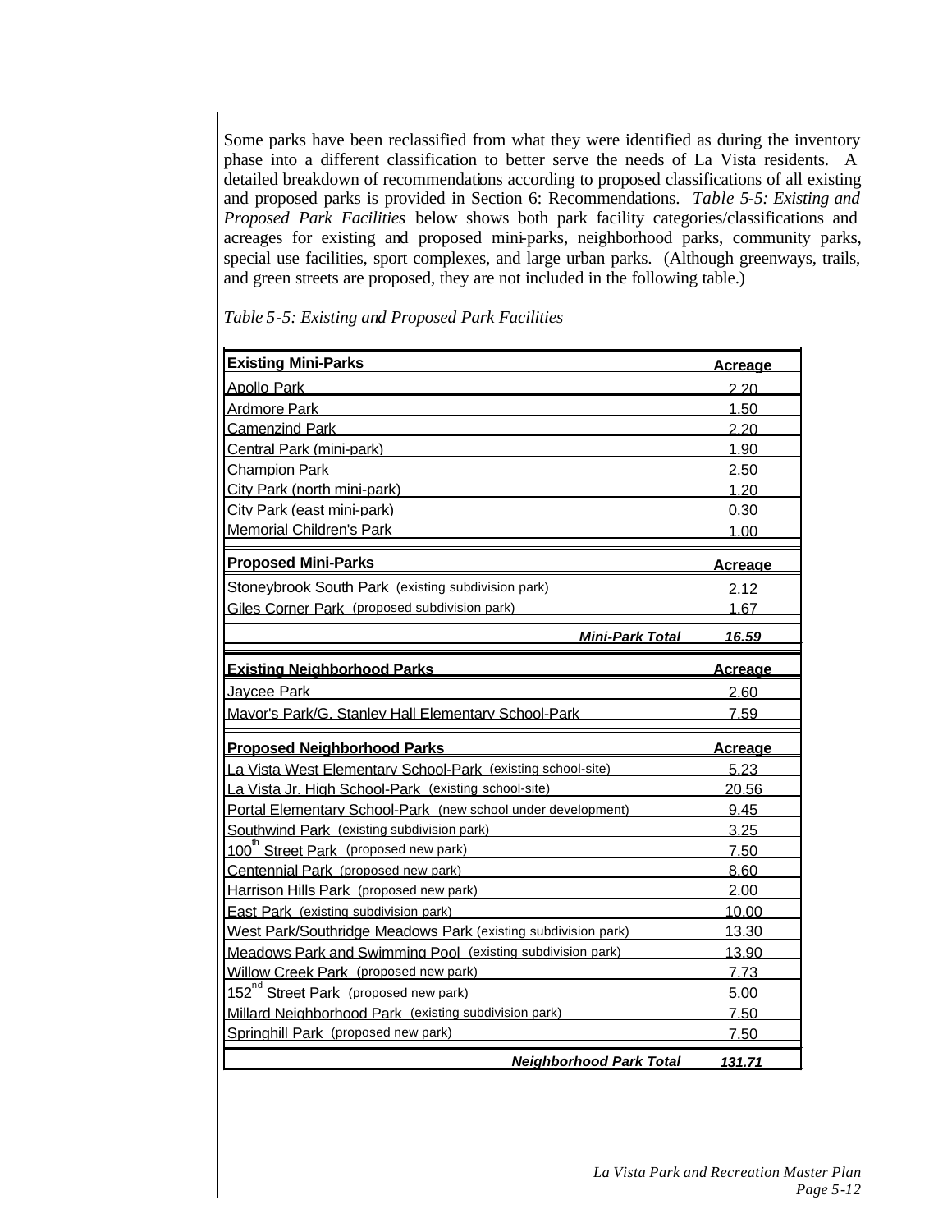Some parks have been reclassified from what they were identified as during the inventory phase into a different classification to better serve the needs of La Vista residents. A detailed breakdown of recommendations according to proposed classifications of all existing and proposed parks is provided in Section 6: Recommendations. *Table 5-5: Existing and Proposed Park Facilities* below shows both park facility categories/classifications and acreages for existing and proposed mini-parks, neighborhood parks, community parks, special use facilities, sport complexes, and large urban parks. (Although greenways, trails, and green streets are proposed, they are not included in the following table.)

*Table 5-5: Existing and Proposed Park Facilities*

| **Existing Mini-Parks** | **Acreage** |
|---|---|
| Apollo Park | 2.20 |
| Ardmore Park | 1.50 |
| Camenzind Park | 2.20 |
| Central Park (mini-park) | 1.90 |
| Champion Park | 2.50 |
| City Park (north mini-park) | 1.20 |
| City Park (east mini-park) | 0.30 |
| Memorial Children's Park | 1.00 |
| **Proposed Mini-Parks** | **Acreage** |
| Stoneybrook South Park (existing subdivision park) | 2.12 |
| Giles Corner Park (proposed subdivision park) | 1.67 |
| ***Mini-Park Total*** | ***16.59*** |
| **Existing Neighborhood Parks** | **Acreage** |
| Jaycee Park | 2.60 |
| Mayor's Park/G. Stanley Hall Elementary School-Park | 7.59 |
| **Proposed Neighborhood Parks** | **Acreage** |
| La Vista West Elementary School-Park (existing school-site) | 5.23 |
| La Vista Jr. High School-Park (existing school-site) | 20.56 |
| Portal Elementary School-Park (new school under development) | 9.45 |
| Southwind Park (existing subdivision park) | 3.25 |
| 100th Street Park (proposed new park) | 7.50 |
| Centennial Park (proposed new park) | 8.60 |
| Harrison Hills Park (proposed new park) | 2.00 |
| East Park (existing subdivision park) | 10.00 |
| West Park/Southridge Meadows Park (existing subdivision park) | 13.30 |
| Meadows Park and Swimming Pool (existing subdivision park) | 13.90 |
| Willow Creek Park (proposed new park) | 7.73 |
| 152nd Street Park (proposed new park) | 5.00 |
| Millard Neighborhood Park (existing subdivision park) | 7.50 |
| Springhill Park (proposed new park) | 7.50 |
| ***Neighborhood Park Total*** | ***131.71*** |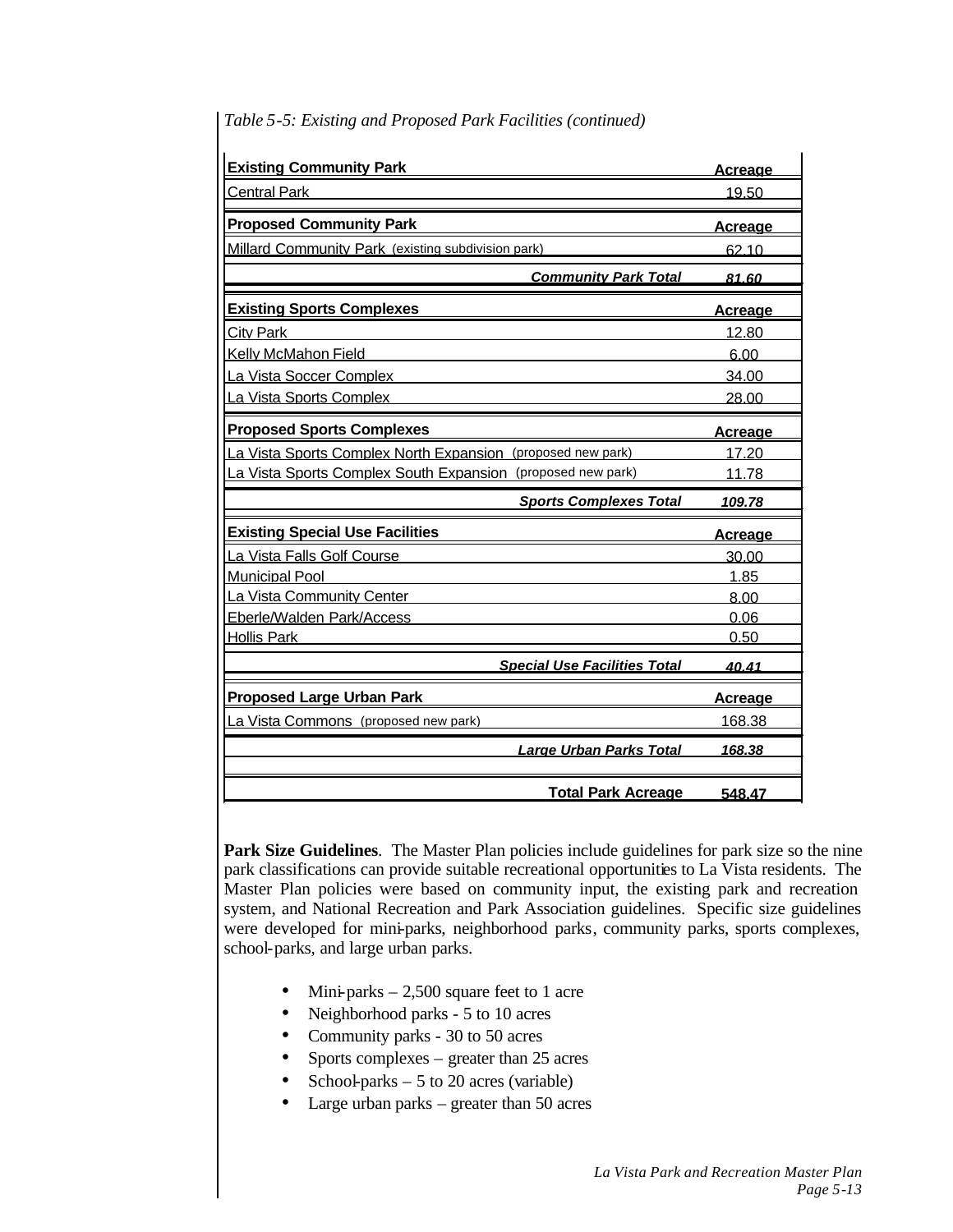*Table 5-5: Existing and Proposed Park Facilities (continued)*

| **Existing Community Park** | **Acreage** |
|---|---|
| Central Park | 19.50 |
| **Proposed Community Park** | **Acreage** |
| Millard Community Park (existing subdivision park) | 62.10 |
| ***Community Park Total*** | ***81.60*** |
| **Existing Sports Complexes** | **Acreage** |
| City Park | 12.80 |
| Kelly McMahon Field | 6.00 |
| La Vista Soccer Complex | 34.00 |
| La Vista Sports Complex | 28.00 |
| **Proposed Sports Complexes** | **Acreage** |
| La Vista Sports Complex North Expansion (proposed new park) | 17.20 |
| La Vista Sports Complex South Expansion (proposed new park) | 11.78 |
| ***Sports Complexes Total*** | ***109.78*** |
| **Existing Special Use Facilities** | **Acreage** |
| La Vista Falls Golf Course | 30.00 |
| Municipal Pool | 1.85 |
| La Vista Community Center | 8.00 |
| Eberle/Walden Park/Access | 0.06 |
| Hollis Park | 0.50 |
| ***Special Use Facilities Total*** | ***40.41*** |
| **Proposed Large Urban Park** | **Acreage** |
| La Vista Commons (proposed new park) | 168.38 |
| ***Large Urban Parks Total*** | ***168.38*** |
| | |
| **Total Park Acreage** | **548.47** |

**Park Size Guidelines**. The Master Plan policies include guidelines for park size so the nine park classifications can provide suitable recreational opportunities to La Vista residents. The Master Plan policies were based on community input, the existing park and recreation system, and National Recreation and Park Association guidelines. Specific size guidelines were developed for mini-parks, neighborhood parks, community parks, sports complexes, school-parks, and large urban parks.

- Mini-parks – 2,500 square feet to 1 acre
- Neighborhood parks - 5 to 10 acres
- Community parks - 30 to 50 acres
- Sports complexes – greater than 25 acres
- School-parks – 5 to 20 acres (variable)
- Large urban parks – greater than 50 acres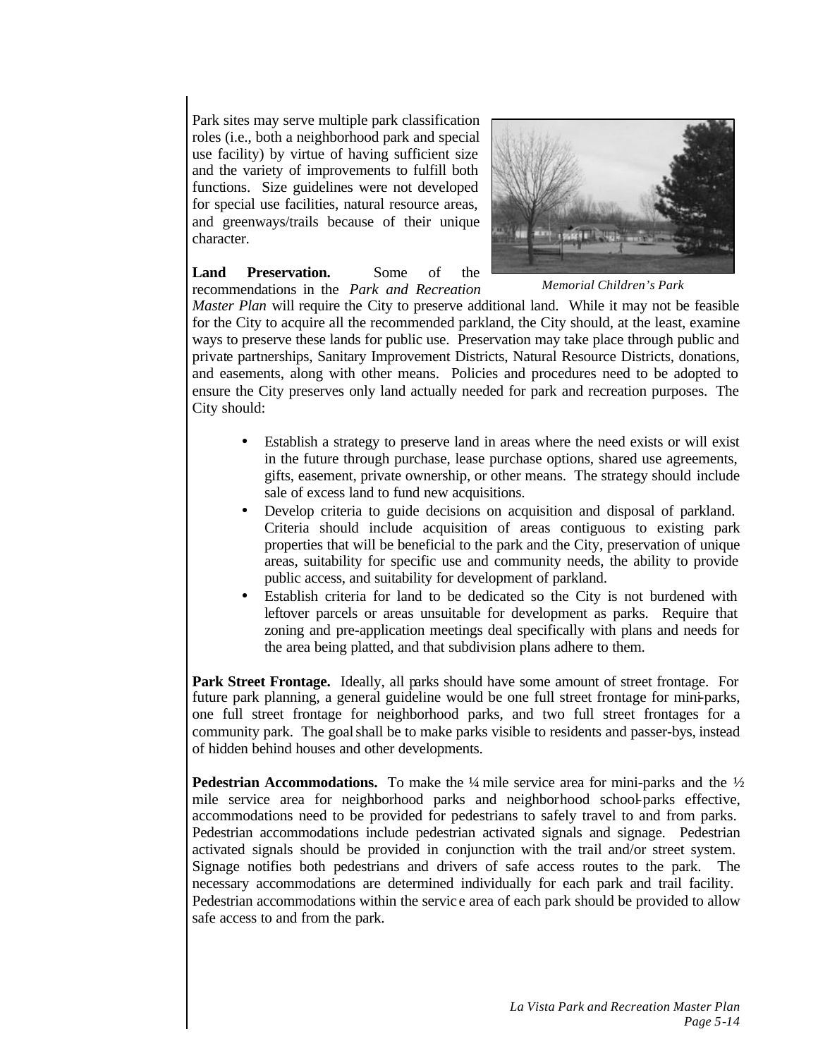Park sites may serve multiple park classification roles (i.e., both a neighborhood park and special use facility) by virtue of having sufficient size and the variety of improvements to fulfill both functions. Size guidelines were not developed for special use facilities, natural resource areas, and greenways/trails because of their unique character.

*Memorial Children's Park*

**Land Preservation.** Some of the recommendations in the *Park and Recreation Master Plan* will require the City to preserve additional land. While it may not be feasible for the City to acquire all the recommended parkland, the City should, at the least, examine ways to preserve these lands for public use. Preservation may take place through public and private partnerships, Sanitary Improvement Districts, Natural Resource Districts, donations, and easements, along with other means. Policies and procedures need to be adopted to ensure the City preserves only land actually needed for park and recreation purposes. The City should:

- Establish a strategy to preserve land in areas where the need exists or will exist in the future through purchase, lease purchase options, shared use agreements, gifts, easement, private ownership, or other means. The strategy should include sale of excess land to fund new acquisitions.
- Develop criteria to guide decisions on acquisition and disposal of parkland. Criteria should include acquisition of areas contiguous to existing park properties that will be beneficial to the park and the City, preservation of unique areas, suitability for specific use and community needs, the ability to provide public access, and suitability for development of parkland.
- Establish criteria for land to be dedicated so the City is not burdened with leftover parcels or areas unsuitable for development as parks. Require that zoning and pre-application meetings deal specifically with plans and needs for the area being platted, and that subdivision plans adhere to them.

**Park Street Frontage.** Ideally, all parks should have some amount of street frontage. For future park planning, a general guideline would be one full street frontage for mini-parks, one full street frontage for neighborhood parks, and two full street frontages for a community park. The goal shall be to make parks visible to residents and passer-bys, instead of hidden behind houses and other developments.

**Pedestrian Accommodations.** To make the ¼ mile service area for mini-parks and the ½ mile service area for neighborhood parks and neighborhood school-parks effective, accommodations need to be provided for pedestrians to safely travel to and from parks. Pedestrian accommodations include pedestrian activated signals and signage. Pedestrian activated signals should be provided in conjunction with the trail and/or street system. Signage notifies both pedestrians and drivers of safe access routes to the park. The necessary accommodations are determined individually for each park and trail facility. Pedestrian accommodations within the service area of each park should be provided to allow safe access to and from the park.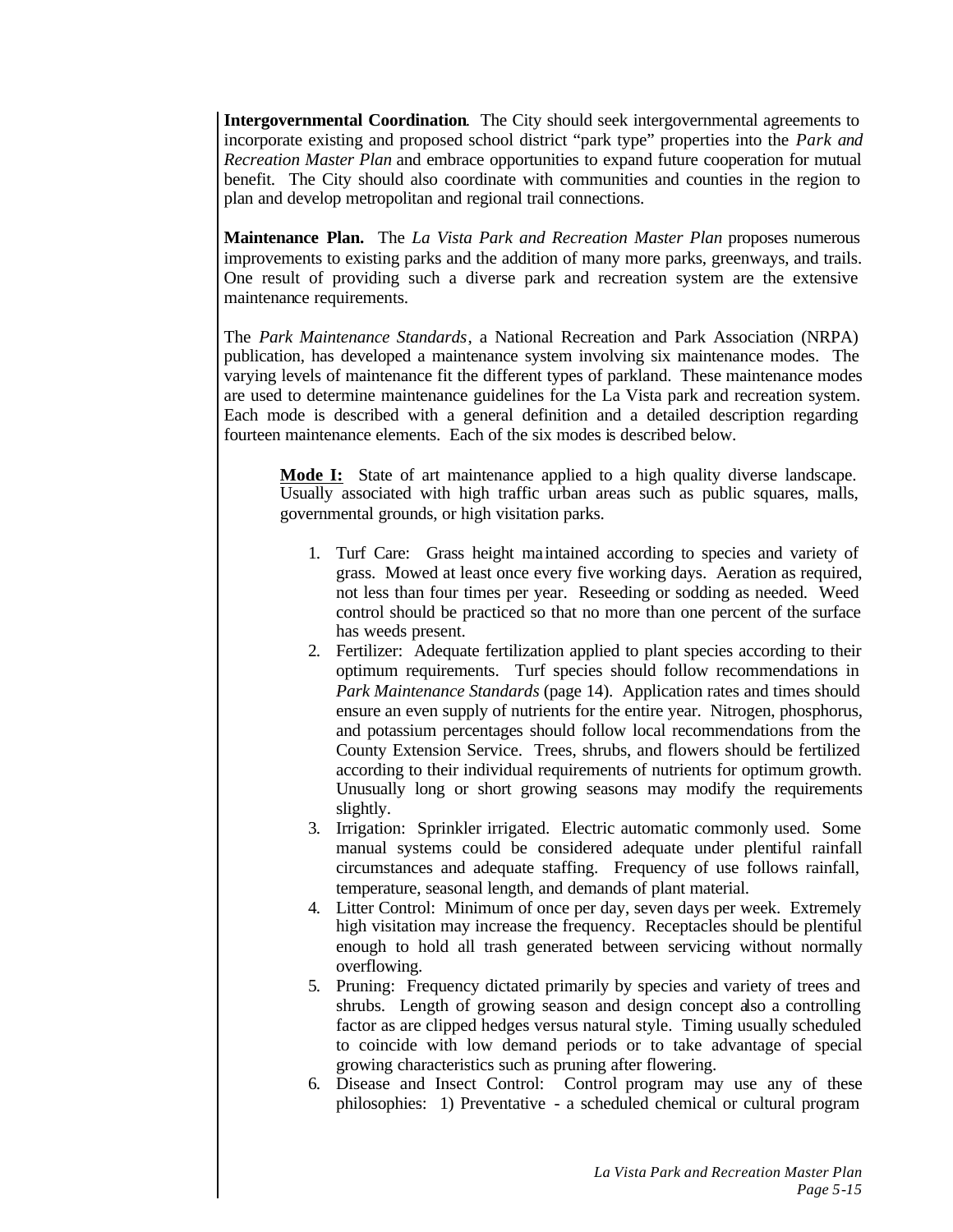**Intergovernmental Coordination**. The City should seek intergovernmental agreements to incorporate existing and proposed school district "park type" properties into the *Park and Recreation Master Plan* and embrace opportunities to expand future cooperation for mutual benefit. The City should also coordinate with communities and counties in the region to plan and develop metropolitan and regional trail connections.

**Maintenance Plan.** The *La Vista Park and Recreation Master Plan* proposes numerous improvements to existing parks and the addition of many more parks, greenways, and trails. One result of providing such a diverse park and recreation system are the extensive maintenance requirements.

The *Park Maintenance Standards*, a National Recreation and Park Association (NRPA) publication, has developed a maintenance system involving six maintenance modes. The varying levels of maintenance fit the different types of parkland. These maintenance modes are used to determine maintenance guidelines for the La Vista park and recreation system. Each mode is described with a general definition and a detailed description regarding fourteen maintenance elements. Each of the six modes is described below.

**Mode I:** State of art maintenance applied to a high quality diverse landscape. Usually associated with high traffic urban areas such as public squares, malls, governmental grounds, or high visitation parks.

1. Turf Care: Grass height maintained according to species and variety of grass. Mowed at least once every five working days. Aeration as required, not less than four times per year. Reseeding or sodding as needed. Weed control should be practiced so that no more than one percent of the surface has weeds present.
2. Fertilizer: Adequate fertilization applied to plant species according to their optimum requirements. Turf species should follow recommendations in *Park Maintenance Standards* (page 14). Application rates and times should ensure an even supply of nutrients for the entire year. Nitrogen, phosphorus, and potassium percentages should follow local recommendations from the County Extension Service. Trees, shrubs, and flowers should be fertilized according to their individual requirements of nutrients for optimum growth. Unusually long or short growing seasons may modify the requirements slightly.
3. Irrigation: Sprinkler irrigated. Electric automatic commonly used. Some manual systems could be considered adequate under plentiful rainfall circumstances and adequate staffing. Frequency of use follows rainfall, temperature, seasonal length, and demands of plant material.
4. Litter Control: Minimum of once per day, seven days per week. Extremely high visitation may increase the frequency. Receptacles should be plentiful enough to hold all trash generated between servicing without normally overflowing.
5. Pruning: Frequency dictated primarily by species and variety of trees and shrubs. Length of growing season and design concept also a controlling factor as are clipped hedges versus natural style. Timing usually scheduled to coincide with low demand periods or to take advantage of special growing characteristics such as pruning after flowering.
6. Disease and Insect Control: Control program may use any of these philosophies: 1) Preventative - a scheduled chemical or cultural program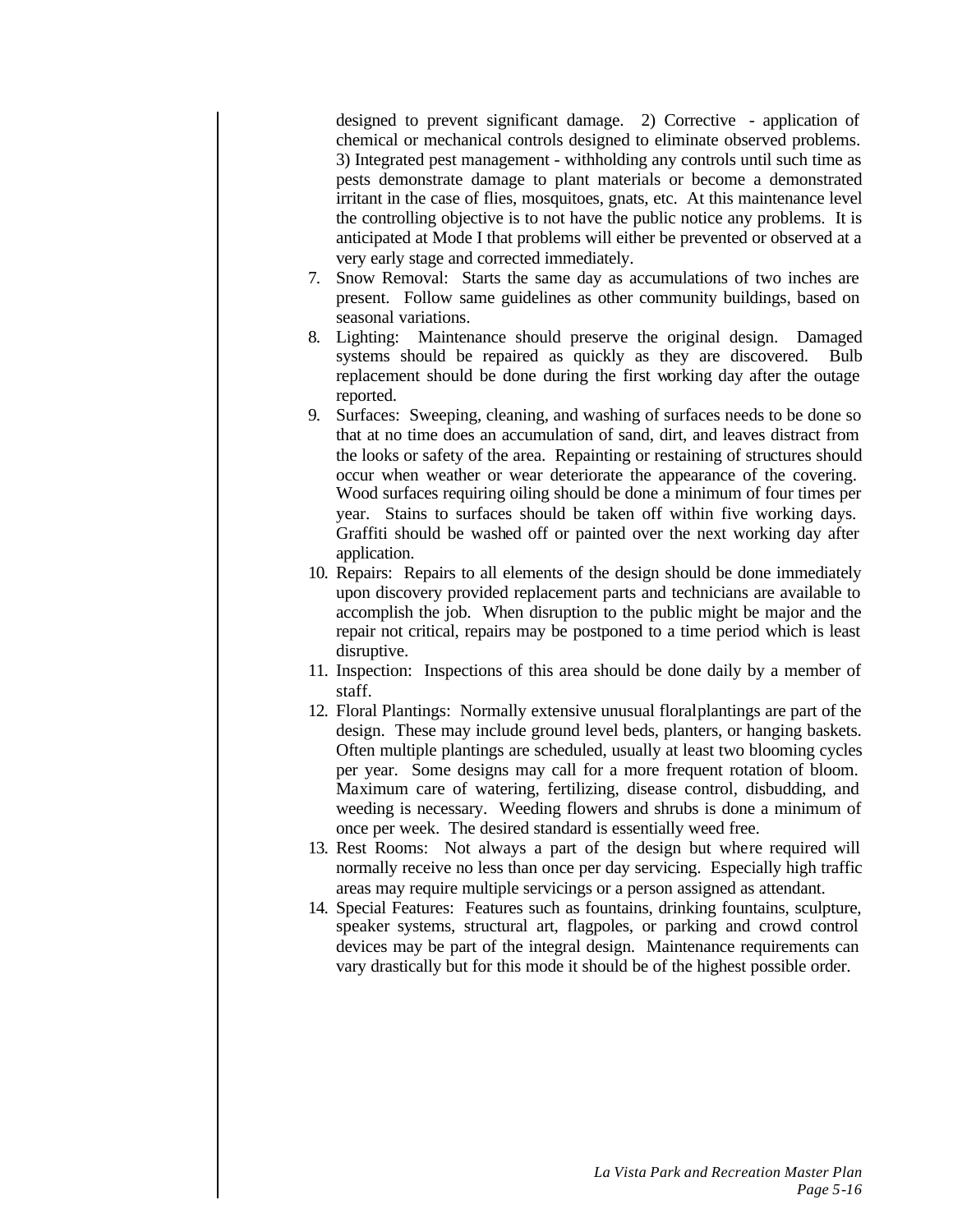designed to prevent significant damage. 2) Corrective - application of chemical or mechanical controls designed to eliminate observed problems. 3) Integrated pest management - withholding any controls until such time as pests demonstrate damage to plant materials or become a demonstrated irritant in the case of flies, mosquitoes, gnats, etc. At this maintenance level the controlling objective is to not have the public notice any problems. It is anticipated at Mode I that problems will either be prevented or observed at a very early stage and corrected immediately.

7. Snow Removal: Starts the same day as accumulations of two inches are present. Follow same guidelines as other community buildings, based on seasonal variations.
8. Lighting: Maintenance should preserve the original design. Damaged systems should be repaired as quickly as they are discovered. Bulb replacement should be done during the first working day after the outage reported.
9. Surfaces: Sweeping, cleaning, and washing of surfaces needs to be done so that at no time does an accumulation of sand, dirt, and leaves distract from the looks or safety of the area. Repainting or restaining of structures should occur when weather or wear deteriorate the appearance of the covering. Wood surfaces requiring oiling should be done a minimum of four times per year. Stains to surfaces should be taken off within five working days. Graffiti should be washed off or painted over the next working day after application.
10. Repairs: Repairs to all elements of the design should be done immediately upon discovery provided replacement parts and technicians are available to accomplish the job. When disruption to the public might be major and the repair not critical, repairs may be postponed to a time period which is least disruptive.
11. Inspection: Inspections of this area should be done daily by a member of staff.
12. Floral Plantings: Normally extensive unusual floral plantings are part of the design. These may include ground level beds, planters, or hanging baskets. Often multiple plantings are scheduled, usually at least two blooming cycles per year. Some designs may call for a more frequent rotation of bloom. Maximum care of watering, fertilizing, disease control, disbudding, and weeding is necessary. Weeding flowers and shrubs is done a minimum of once per week. The desired standard is essentially weed free.
13. Rest Rooms: Not always a part of the design but where required will normally receive no less than once per day servicing. Especially high traffic areas may require multiple servicings or a person assigned as attendant.
14. Special Features: Features such as fountains, drinking fountains, sculpture, speaker systems, structural art, flagpoles, or parking and crowd control devices may be part of the integral design. Maintenance requirements can vary drastically but for this mode it should be of the highest possible order.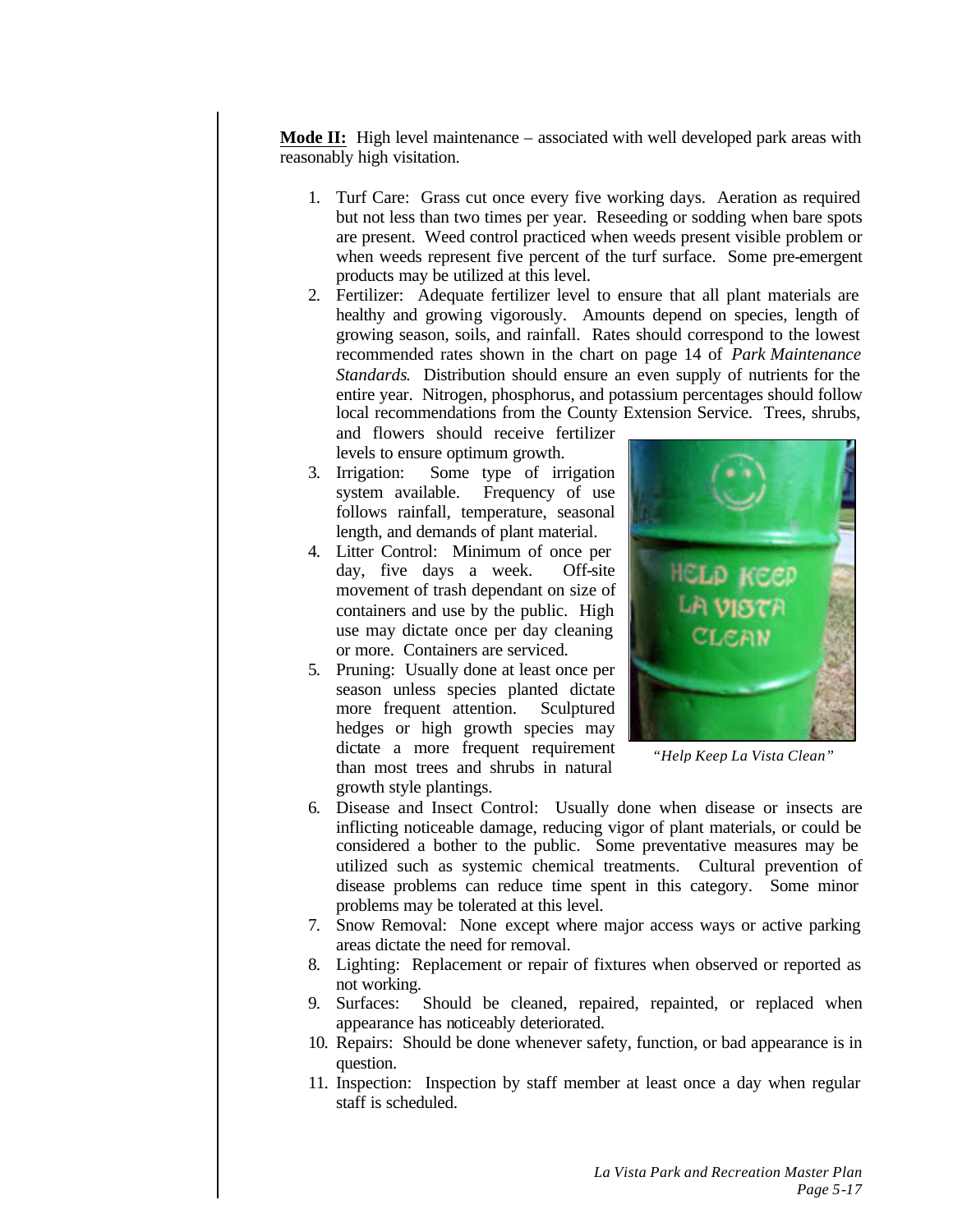**Mode II:** High level maintenance – associated with well developed park areas with reasonably high visitation.

1. Turf Care: Grass cut once every five working days. Aeration as required but not less than two times per year. Reseeding or sodding when bare spots are present. Weed control practiced when weeds present visible problem or when weeds represent five percent of the turf surface. Some pre-emergent products may be utilized at this level.
2. Fertilizer: Adequate fertilizer level to ensure that all plant materials are healthy and growing vigorously. Amounts depend on species, length of growing season, soils, and rainfall. Rates should correspond to the lowest recommended rates shown in the chart on page 14 of *Park Maintenance Standards*. Distribution should ensure an even supply of nutrients for the entire year. Nitrogen, phosphorus, and potassium percentages should follow local recommendations from the County Extension Service. Trees, shrubs, and flowers should receive fertilizer levels to ensure optimum growth.
3. Irrigation: Some type of irrigation system available. Frequency of use follows rainfall, temperature, seasonal length, and demands of plant material.
4. Litter Control: Minimum of once per day, five days a week. Off-site movement of trash dependant on size of containers and use by the public. High use may dictate once per day cleaning or more. Containers are serviced.
5. Pruning: Usually done at least once per season unless species planted dictate more frequent attention. Sculptured hedges or high growth species may dictate a more frequent requirement than most trees and shrubs in natural growth style plantings.
6. Disease and Insect Control: Usually done when disease or insects are inflicting noticeable damage, reducing vigor of plant materials, or could be considered a bother to the public. Some preventative measures may be utilized such as systemic chemical treatments. Cultural prevention of disease problems can reduce time spent in this category. Some minor problems may be tolerated at this level.
7. Snow Removal: None except where major access ways or active parking areas dictate the need for removal.
8. Lighting: Replacement or repair of fixtures when observed or reported as not working.
9. Surfaces: Should be cleaned, repaired, repainted, or replaced when appearance has noticeably deteriorated.
10. Repairs: Should be done whenever safety, function, or bad appearance is in question.
11. Inspection: Inspection by staff member at least once a day when regular staff is scheduled.

*"Help Keep La Vista Clean"*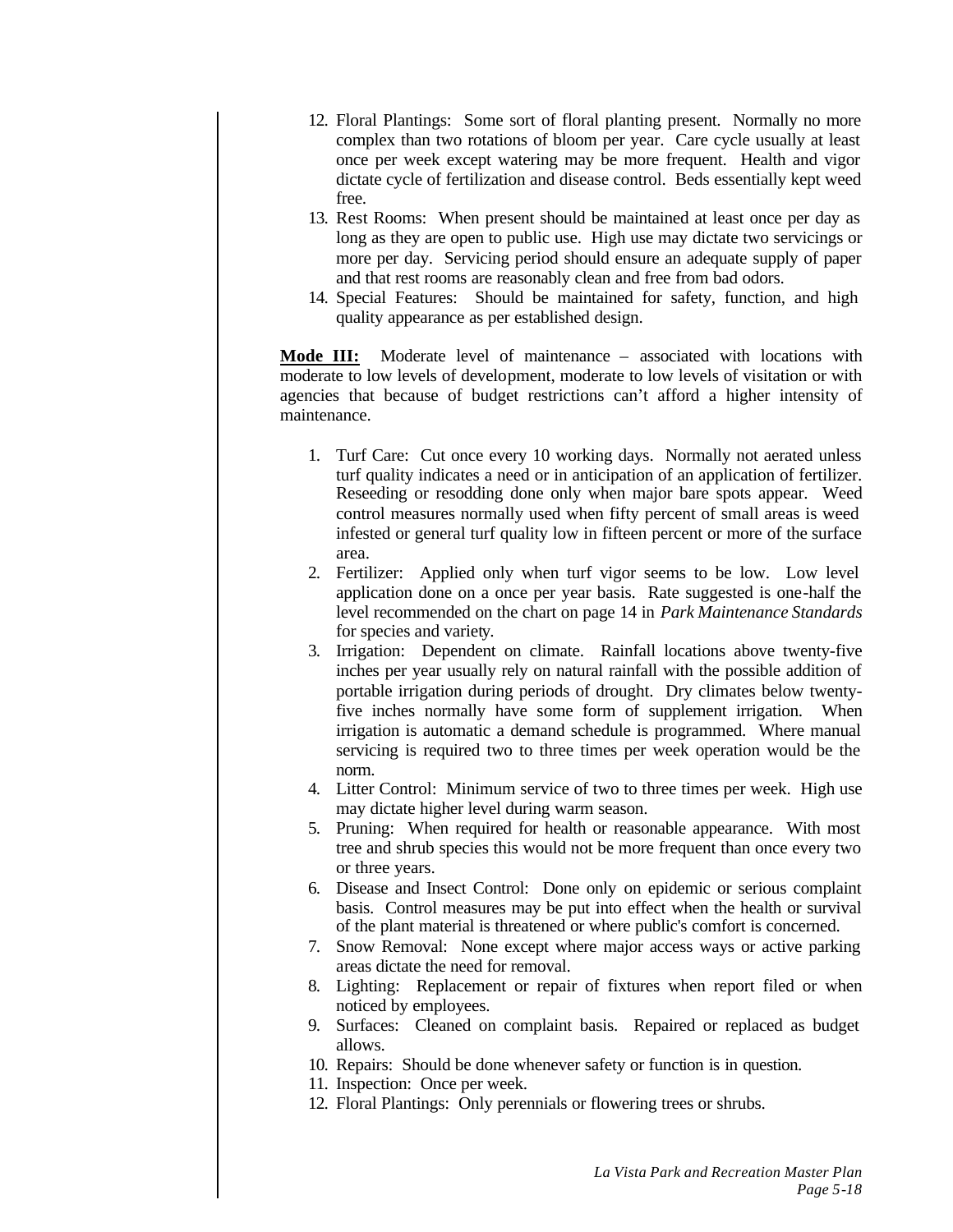12. Floral Plantings: Some sort of floral planting present. Normally no more complex than two rotations of bloom per year. Care cycle usually at least once per week except watering may be more frequent. Health and vigor dictate cycle of fertilization and disease control. Beds essentially kept weed free.
13. Rest Rooms: When present should be maintained at least once per day as long as they are open to public use. High use may dictate two servicings or more per day. Servicing period should ensure an adequate supply of paper and that rest rooms are reasonably clean and free from bad odors.
14. Special Features: Should be maintained for safety, function, and high quality appearance as per established design.

**Mode III:** Moderate level of maintenance – associated with locations with moderate to low levels of development, moderate to low levels of visitation or with agencies that because of budget restrictions can't afford a higher intensity of maintenance.

1. Turf Care: Cut once every 10 working days. Normally not aerated unless turf quality indicates a need or in anticipation of an application of fertilizer. Reseeding or resodding done only when major bare spots appear. Weed control measures normally used when fifty percent of small areas is weed infested or general turf quality low in fifteen percent or more of the surface area.
2. Fertilizer: Applied only when turf vigor seems to be low. Low level application done on a once per year basis. Rate suggested is one-half the level recommended on the chart on page 14 in *Park Maintenance Standards* for species and variety.
3. Irrigation: Dependent on climate. Rainfall locations above twenty-five inches per year usually rely on natural rainfall with the possible addition of portable irrigation during periods of drought. Dry climates below twenty-five inches normally have some form of supplement irrigation. When irrigation is automatic a demand schedule is programmed. Where manual servicing is required two to three times per week operation would be the norm.
4. Litter Control: Minimum service of two to three times per week. High use may dictate higher level during warm season.
5. Pruning: When required for health or reasonable appearance. With most tree and shrub species this would not be more frequent than once every two or three years.
6. Disease and Insect Control: Done only on epidemic or serious complaint basis. Control measures may be put into effect when the health or survival of the plant material is threatened or where public's comfort is concerned.
7. Snow Removal: None except where major access ways or active parking areas dictate the need for removal.
8. Lighting: Replacement or repair of fixtures when report filed or when noticed by employees.
9. Surfaces: Cleaned on complaint basis. Repaired or replaced as budget allows.
10. Repairs: Should be done whenever safety or function is in question.
11. Inspection: Once per week.
12. Floral Plantings: Only perennials or flowering trees or shrubs.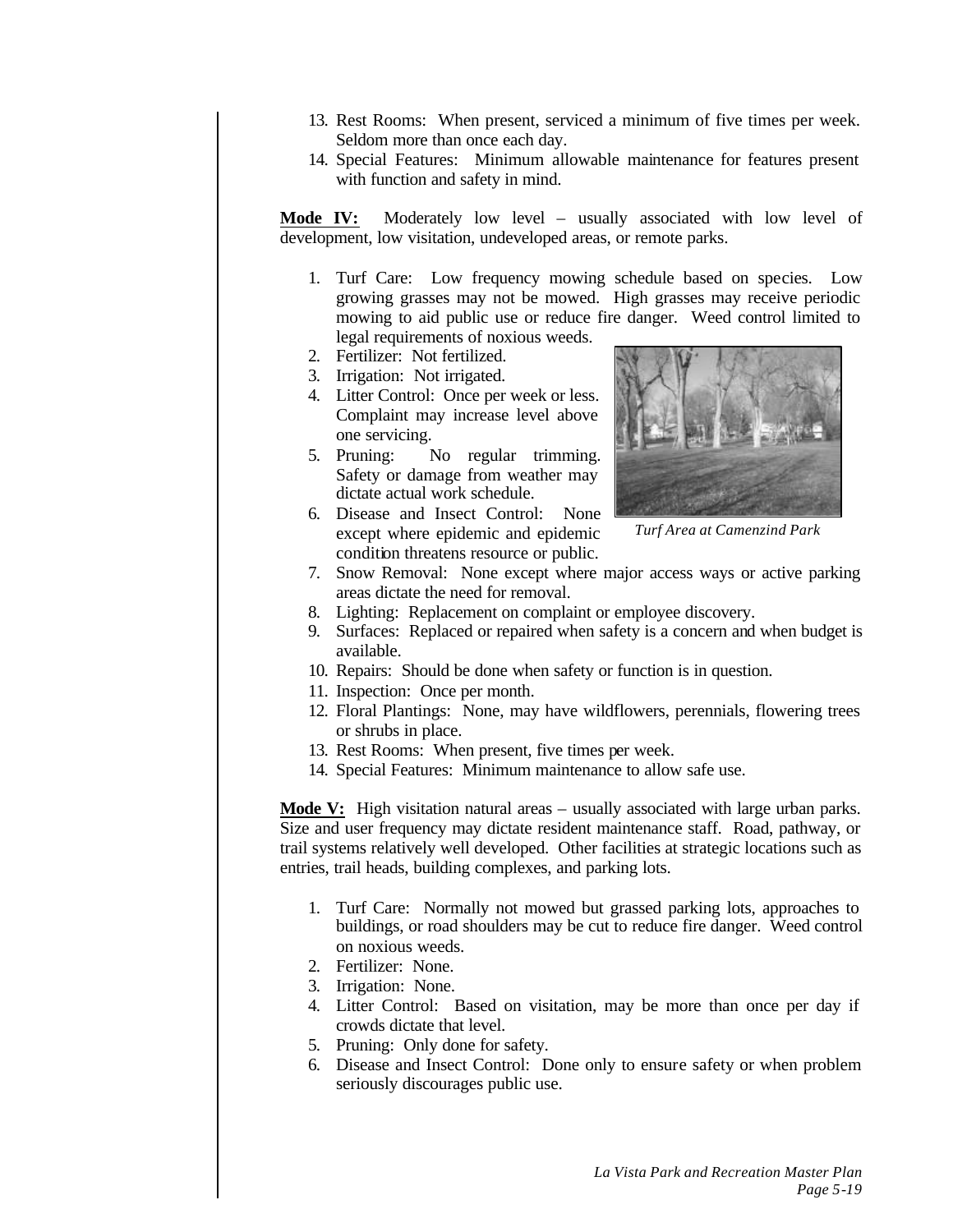13. Rest Rooms: When present, serviced a minimum of five times per week. Seldom more than once each day.
14. Special Features: Minimum allowable maintenance for features present with function and safety in mind.

**Mode IV:** Moderately low level – usually associated with low level of development, low visitation, undeveloped areas, or remote parks.

1. Turf Care: Low frequency mowing schedule based on species. Low growing grasses may not be mowed. High grasses may receive periodic mowing to aid public use or reduce fire danger. Weed control limited to legal requirements of noxious weeds.
2. Fertilizer: Not fertilized.
3. Irrigation: Not irrigated.
4. Litter Control: Once per week or less. Complaint may increase level above one servicing.
5. Pruning: No regular trimming. Safety or damage from weather may dictate actual work schedule.
6. Disease and Insect Control: None except where epidemic and epidemic condition threatens resource or public.
7. Snow Removal: None except where major access ways or active parking areas dictate the need for removal.
8. Lighting: Replacement on complaint or employee discovery.
9. Surfaces: Replaced or repaired when safety is a concern and when budget is available.
10. Repairs: Should be done when safety or function is in question.
11. Inspection: Once per month.
12. Floral Plantings: None, may have wildflowers, perennials, flowering trees or shrubs in place.
13. Rest Rooms: When present, five times per week.
14. Special Features: Minimum maintenance to allow safe use.

*Turf Area at Camenzind Park*

**Mode V:** High visitation natural areas – usually associated with large urban parks. Size and user frequency may dictate resident maintenance staff. Road, pathway, or trail systems relatively well developed. Other facilities at strategic locations such as entries, trail heads, building complexes, and parking lots.

1. Turf Care: Normally not mowed but grassed parking lots, approaches to buildings, or road shoulders may be cut to reduce fire danger. Weed control on noxious weeds.
2. Fertilizer: None.
3. Irrigation: None.
4. Litter Control: Based on visitation, may be more than once per day if crowds dictate that level.
5. Pruning: Only done for safety.
6. Disease and Insect Control: Done only to ensure safety or when problem seriously discourages public use.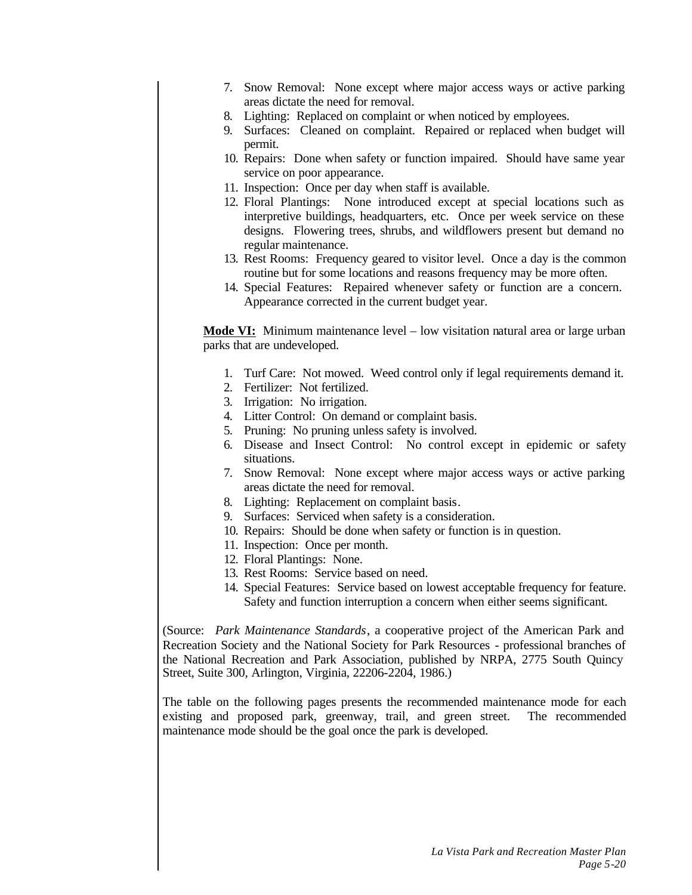7. Snow Removal: None except where major access ways or active parking areas dictate the need for removal.
8. Lighting: Replaced on complaint or when noticed by employees.
9. Surfaces: Cleaned on complaint. Repaired or replaced when budget will permit.
10. Repairs: Done when safety or function impaired. Should have same year service on poor appearance.
11. Inspection: Once per day when staff is available.
12. Floral Plantings: None introduced except at special locations such as interpretive buildings, headquarters, etc. Once per week service on these designs. Flowering trees, shrubs, and wildflowers present but demand no regular maintenance.
13. Rest Rooms: Frequency geared to visitor level. Once a day is the common routine but for some locations and reasons frequency may be more often.
14. Special Features: Repaired whenever safety or function are a concern. Appearance corrected in the current budget year.

**Mode VI:** Minimum maintenance level – low visitation natural area or large urban parks that are undeveloped.

1. Turf Care: Not mowed. Weed control only if legal requirements demand it.
2. Fertilizer: Not fertilized.
3. Irrigation: No irrigation.
4. Litter Control: On demand or complaint basis.
5. Pruning: No pruning unless safety is involved.
6. Disease and Insect Control: No control except in epidemic or safety situations.
7. Snow Removal: None except where major access ways or active parking areas dictate the need for removal.
8. Lighting: Replacement on complaint basis.
9. Surfaces: Serviced when safety is a consideration.
10. Repairs: Should be done when safety or function is in question.
11. Inspection: Once per month.
12. Floral Plantings: None.
13. Rest Rooms: Service based on need.
14. Special Features: Service based on lowest acceptable frequency for feature. Safety and function interruption a concern when either seems significant.

(Source: *Park Maintenance Standards*, a cooperative project of the American Park and Recreation Society and the National Society for Park Resources - professional branches of the National Recreation and Park Association, published by NRPA, 2775 South Quincy Street, Suite 300, Arlington, Virginia, 22206-2204, 1986.)

The table on the following pages presents the recommended maintenance mode for each existing and proposed park, greenway, trail, and green street. The recommended maintenance mode should be the goal once the park is developed.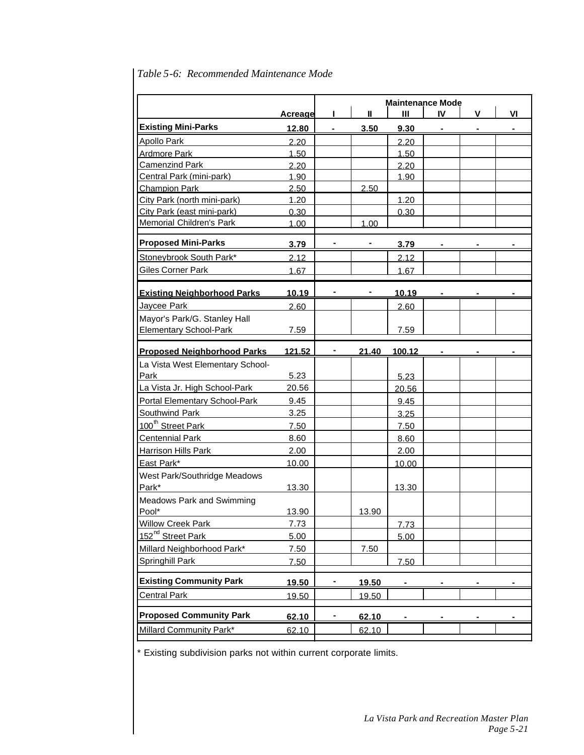*Table 5-6: Recommended Maintenance Mode*

| | Acreage | Maintenance Mode | | | | | |
|---|---|---|---|---|---|---|---|
| | | I | II | III | IV | V | VI |
| **Existing Mini-Parks** | **12.80** | **-** | **3.50** | **9.30** | **-** | **-** | **-** |
| Apollo Park | 2.20 | | | 2.20 | | | |
| Ardmore Park | 1.50 | | | 1.50 | | | |
| Camenzind Park | 2.20 | | | 2.20 | | | |
| Central Park (mini-park) | 1.90 | | | 1.90 | | | |
| Champion Park | 2.50 | | 2.50 | | | | |
| City Park (north mini-park) | 1.20 | | | 1.20 | | | |
| City Park (east mini-park) | 0.30 | | | 0.30 | | | |
| Memorial Children's Park | 1.00 | | 1.00 | | | | |
| **Proposed Mini-Parks** | **3.79** | **-** | **-** | **3.79** | **-** | **-** | **-** |
| Stoneybrook South Park* | 2.12 | | | 2.12 | | | |
| Giles Corner Park | 1.67 | | | 1.67 | | | |
| **Existing Neighborhood Parks** | **10.19** | **-** | **-** | **10.19** | **-** | **-** | **-** |
| Jaycee Park | 2.60 | | | 2.60 | | | |
| Mayor's Park/G. Stanley Hall Elementary School-Park | 7.59 | | | 7.59 | | | |
| **Proposed Neighborhood Parks** | **121.52** | **-** | **21.40** | **100.12** | **-** | **-** | **-** |
| La Vista West Elementary School-Park | 5.23 | | | 5.23 | | | |
| La Vista Jr. High School-Park | 20.56 | | | 20.56 | | | |
| Portal Elementary School-Park | 9.45 | | | 9.45 | | | |
| Southwind Park | 3.25 | | | 3.25 | | | |
| 100th Street Park | 7.50 | | | 7.50 | | | |
| Centennial Park | 8.60 | | | 8.60 | | | |
| Harrison Hills Park | 2.00 | | | 2.00 | | | |
| East Park* | 10.00 | | | 10.00 | | | |
| West Park/Southridge Meadows Park* | 13.30 | | | 13.30 | | | |
| Meadows Park and Swimming Pool* | 13.90 | | 13.90 | | | | |
| Willow Creek Park | 7.73 | | | 7.73 | | | |
| 152nd Street Park | 5.00 | | | 5.00 | | | |
| Millard Neighborhood Park* | 7.50 | | 7.50 | | | | |
| Springhill Park | 7.50 | | | 7.50 | | | |
| **Existing Community Park** | **19.50** | **-** | **19.50** | **-** | **-** | **-** | **-** |
| Central Park | 19.50 | | 19.50 | | | | |
| **Proposed Community Park** | **62.10** | **-** | **62.10** | **-** | **-** | **-** | **-** |
| Millard Community Park* | 62.10 | | 62.10 | | | | |

* Existing subdivision parks not within current corporate limits.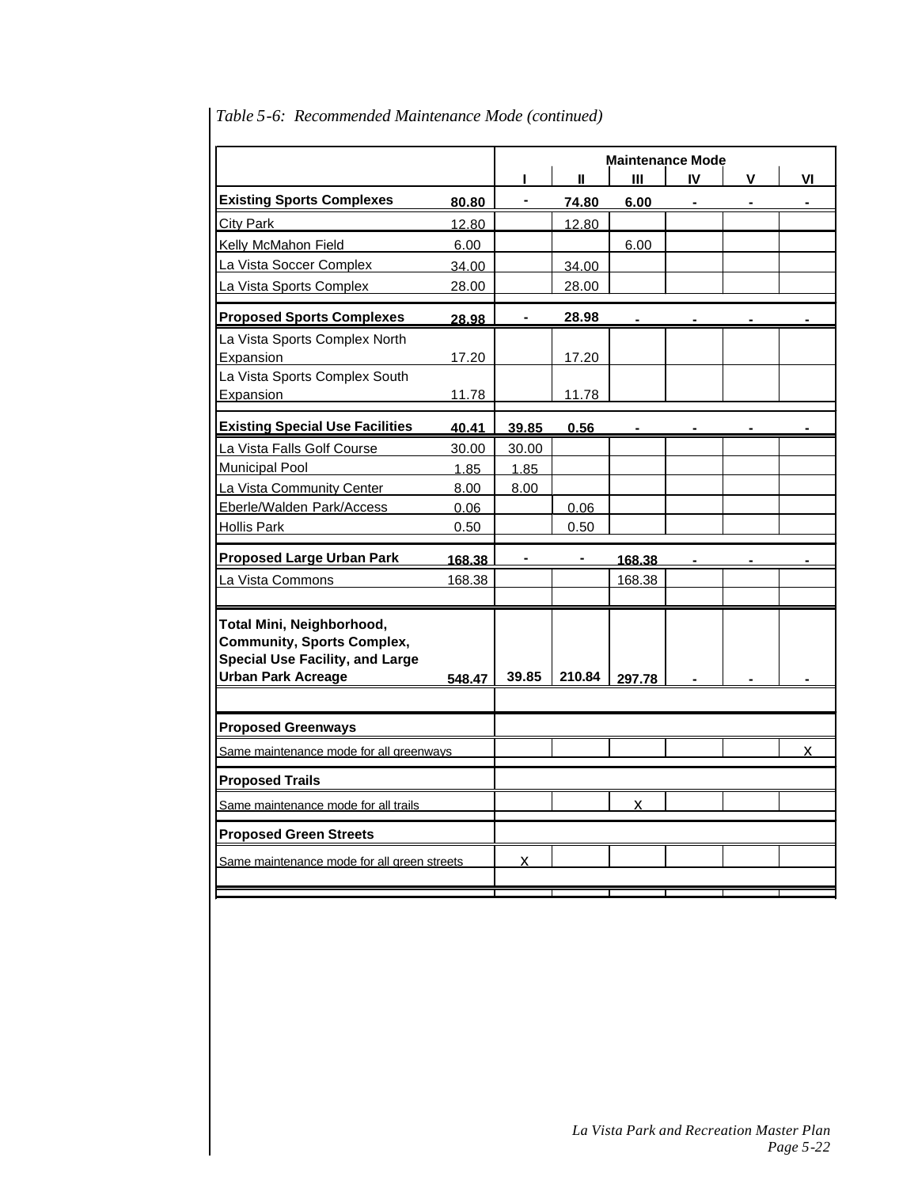*Table 5-6: Recommended Maintenance Mode (continued)*

| | | Maintenance Mode | | | | | |
|---|---|---|---|---|---|---|---|
| | | I | II | III | IV | V | VI |
| **Existing Sports Complexes** | **80.80** | **-** | **74.80** | **6.00** | **-** | **-** | **-** |
| City Park | 12.80 | | 12.80 | | | | |
| Kelly McMahon Field | 6.00 | | | 6.00 | | | |
| La Vista Soccer Complex | 34.00 | | 34.00 | | | | |
| La Vista Sports Complex | 28.00 | | 28.00 | | | | |
| **Proposed Sports Complexes** | **28.98** | **-** | **28.98** | **-** | **-** | **-** | **-** |
| La Vista Sports Complex North Expansion | 17.20 | | 17.20 | | | | |
| La Vista Sports Complex South Expansion | 11.78 | | 11.78 | | | | |
| **Existing Special Use Facilities** | **40.41** | **39.85** | **0.56** | **-** | **-** | **-** | **-** |
| La Vista Falls Golf Course | 30.00 | 30.00 | | | | | |
| Municipal Pool | 1.85 | 1.85 | | | | | |
| La Vista Community Center | 8.00 | 8.00 | | | | | |
| Eberle/Walden Park/Access | 0.06 | | 0.06 | | | | |
| Hollis Park | 0.50 | | 0.50 | | | | |
| **Proposed Large Urban Park** | **168.38** | **-** | **-** | **168.38** | **-** | **-** | **-** |
| La Vista Commons | 168.38 | | | 168.38 | | | |
| **Total Mini, Neighborhood, Community, Sports Complex, Special Use Facility, and Large Urban Park Acreage** | **548.47** | **39.85** | **210.84** | **297.78** | **-** | **-** | **-** |
| **Proposed Greenways** | | | | | | | |
| Same maintenance mode for all greenways | | | | | | | X |
| **Proposed Trails** | | | | | | | |
| Same maintenance mode for all trails | | | | X | | | |
| **Proposed Green Streets** | | | | | | | |
| Same maintenance mode for all green streets | | X | | | | | |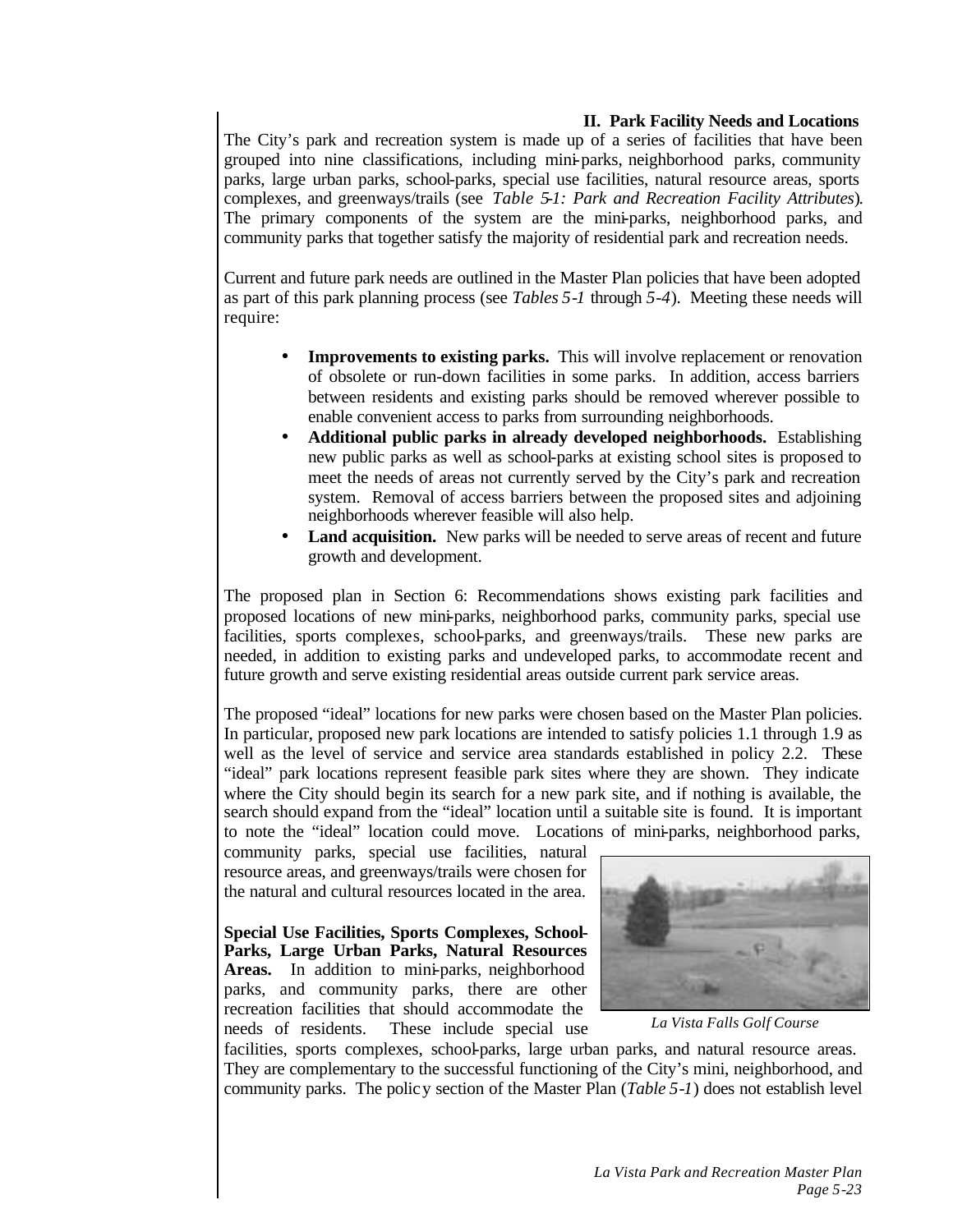## II. Park Facility Needs and Locations

The City's park and recreation system is made up of a series of facilities that have been grouped into nine classifications, including mini-parks, neighborhood parks, community parks, large urban parks, school-parks, special use facilities, natural resource areas, sports complexes, and greenways/trails (see *Table 5-1: Park and Recreation Facility Attributes*). The primary components of the system are the mini-parks, neighborhood parks, and community parks that together satisfy the majority of residential park and recreation needs.

Current and future park needs are outlined in the Master Plan policies that have been adopted as part of this park planning process (see *Tables 5-1* through *5-4*). Meeting these needs will require:

- **Improvements to existing parks.** This will involve replacement or renovation of obsolete or run-down facilities in some parks. In addition, access barriers between residents and existing parks should be removed wherever possible to enable convenient access to parks from surrounding neighborhoods.
- **Additional public parks in already developed neighborhoods.** Establishing new public parks as well as school-parks at existing school sites is proposed to meet the needs of areas not currently served by the City's park and recreation system. Removal of access barriers between the proposed sites and adjoining neighborhoods wherever feasible will also help.
- **Land acquisition.** New parks will be needed to serve areas of recent and future growth and development.

The proposed plan in Section 6: Recommendations shows existing park facilities and proposed locations of new mini-parks, neighborhood parks, community parks, special use facilities, sports complexes, school-parks, and greenways/trails. These new parks are needed, in addition to existing parks and undeveloped parks, to accommodate recent and future growth and serve existing residential areas outside current park service areas.

The proposed "ideal" locations for new parks were chosen based on the Master Plan policies. In particular, proposed new park locations are intended to satisfy policies 1.1 through 1.9 as well as the level of service and service area standards established in policy 2.2. These "ideal" park locations represent feasible park sites where they are shown. They indicate where the City should begin its search for a new park site, and if nothing is available, the search should expand from the "ideal" location until a suitable site is found. It is important to note the "ideal" location could move. Locations of mini-parks, neighborhood parks, community parks, special use facilities, natural resource areas, and greenways/trails were chosen for the natural and cultural resources located in the area.

*La Vista Falls Golf Course*

**Special Use Facilities, Sports Complexes, School-Parks, Large Urban Parks, Natural Resources Areas.** In addition to mini-parks, neighborhood parks, and community parks, there are other recreation facilities that should accommodate the needs of residents. These include special use facilities, sports complexes, school-parks, large urban parks, and natural resource areas. They are complementary to the successful functioning of the City's mini, neighborhood, and community parks. The policy section of the Master Plan (*Table 5-1*) does not establish level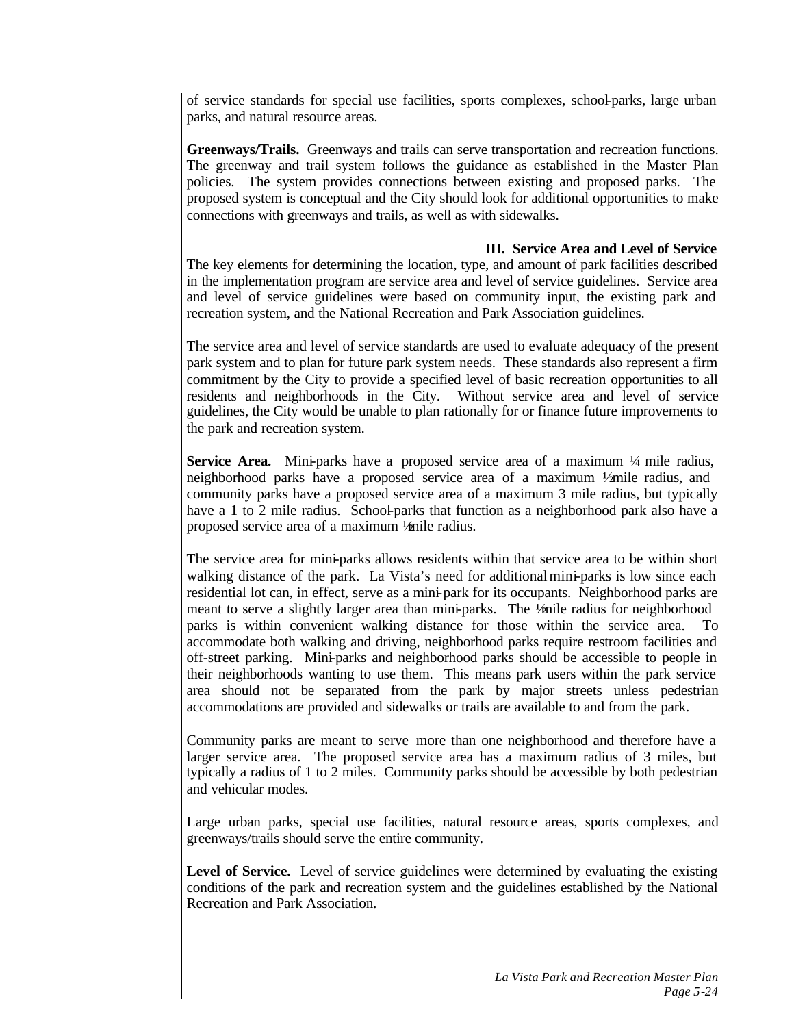of service standards for special use facilities, sports complexes, school-parks, large urban parks, and natural resource areas.

**Greenways/Trails.** Greenways and trails can serve transportation and recreation functions. The greenway and trail system follows the guidance as established in the Master Plan policies. The system provides connections between existing and proposed parks. The proposed system is conceptual and the City should look for additional opportunities to make connections with greenways and trails, as well as with sidewalks.

## III. Service Area and Level of Service

The key elements for determining the location, type, and amount of park facilities described in the implementation program are service area and level of service guidelines. Service area and level of service guidelines were based on community input, the existing park and recreation system, and the National Recreation and Park Association guidelines.

The service area and level of service standards are used to evaluate adequacy of the present park system and to plan for future park system needs. These standards also represent a firm commitment by the City to provide a specified level of basic recreation opportunities to all residents and neighborhoods in the City. Without service area and level of service guidelines, the City would be unable to plan rationally for or finance future improvements to the park and recreation system.

**Service Area.** Mini-parks have a proposed service area of a maximum ¼ mile radius, neighborhood parks have a proposed service area of a maximum ½ mile radius, and community parks have a proposed service area of a maximum 3 mile radius, but typically have a 1 to 2 mile radius. School-parks that function as a neighborhood park also have a proposed service area of a maximum ½ mile radius.

The service area for mini-parks allows residents within that service area to be within short walking distance of the park. La Vista's need for additional mini-parks is low since each residential lot can, in effect, serve as a mini-park for its occupants. Neighborhood parks are meant to serve a slightly larger area than mini-parks. The ½ mile radius for neighborhood parks is within convenient walking distance for those within the service area. To accommodate both walking and driving, neighborhood parks require restroom facilities and off-street parking. Mini-parks and neighborhood parks should be accessible to people in their neighborhoods wanting to use them. This means park users within the park service area should not be separated from the park by major streets unless pedestrian accommodations are provided and sidewalks or trails are available to and from the park.

Community parks are meant to serve more than one neighborhood and therefore have a larger service area. The proposed service area has a maximum radius of 3 miles, but typically a radius of 1 to 2 miles. Community parks should be accessible by both pedestrian and vehicular modes.

Large urban parks, special use facilities, natural resource areas, sports complexes, and greenways/trails should serve the entire community.

**Level of Service.** Level of service guidelines were determined by evaluating the existing conditions of the park and recreation system and the guidelines established by the National Recreation and Park Association.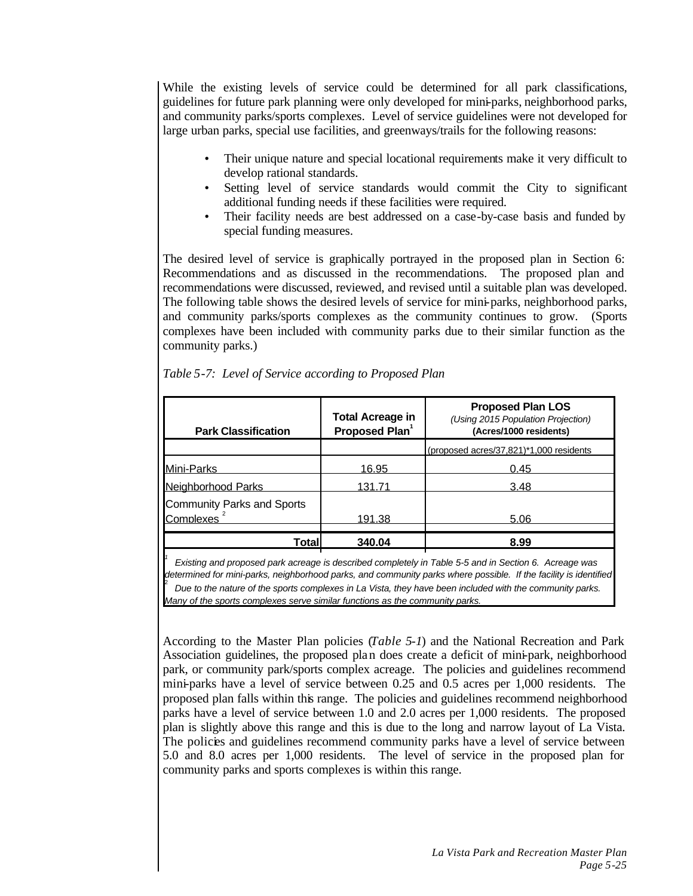While the existing levels of service could be determined for all park classifications, guidelines for future park planning were only developed for mini-parks, neighborhood parks, and community parks/sports complexes. Level of service guidelines were not developed for large urban parks, special use facilities, and greenways/trails for the following reasons:

- Their unique nature and special locational requirements make it very difficult to develop rational standards.
- Setting level of service standards would commit the City to significant additional funding needs if these facilities were required.
- Their facility needs are best addressed on a case-by-case basis and funded by special funding measures.

The desired level of service is graphically portrayed in the proposed plan in Section 6: Recommendations and as discussed in the recommendations. The proposed plan and recommendations were discussed, reviewed, and revised until a suitable plan was developed. The following table shows the desired levels of service for mini-parks, neighborhood parks, and community parks/sports complexes as the community continues to grow. (Sports complexes have been included with community parks due to their similar function as the community parks.)

*Table 5-7: Level of Service according to Proposed Plan*

| Park Classification | Total Acreage in Proposed Plan[1] | Proposed Plan LOS *(Using 2015 Population Projection)* (Acres/1000 residents) |
|---|---|---|
| | | (proposed acres/37,821)*1,000 residents |
| Mini-Parks | 16.95 | 0.45 |
| Neighborhood Parks | 131.71 | 3.48 |
| Community Parks and Sports Complexes [2] | 191.38 | 5.06 |
| **Total** | **340.04** | **8.99** |

*[1] Existing and proposed park acreage is described completely in Table 5-5 and in Section 6. Acreage was determined for mini-parks, neighborhood parks, and community parks where possible. If the facility is identified*

*[2] Due to the nature of the sports complexes in La Vista, they have been included with the community parks. Many of the sports complexes serve similar functions as the community parks.*

According to the Master Plan policies (*Table 5-1*) and the National Recreation and Park Association guidelines, the proposed plan does create a deficit of mini-park, neighborhood park, or community park/sports complex acreage. The policies and guidelines recommend mini-parks have a level of service between 0.25 and 0.5 acres per 1,000 residents. The proposed plan falls within this range. The policies and guidelines recommend neighborhood parks have a level of service between 1.0 and 2.0 acres per 1,000 residents. The proposed plan is slightly above this range and this is due to the long and narrow layout of La Vista. The policies and guidelines recommend community parks have a level of service between 5.0 and 8.0 acres per 1,000 residents. The level of service in the proposed plan for community parks and sports complexes is within this range.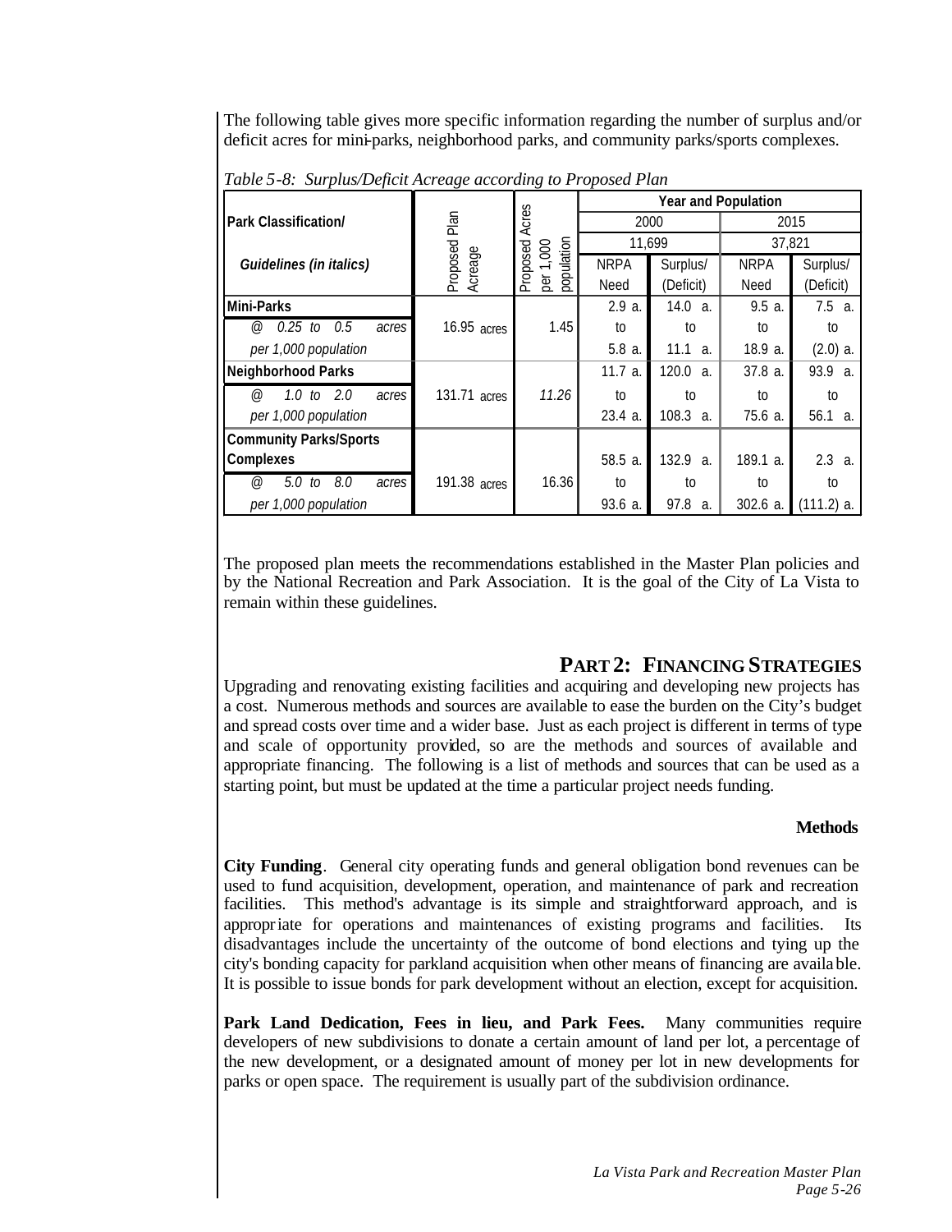The following table gives more specific information regarding the number of surplus and/or deficit acres for mini-parks, neighborhood parks, and community parks/sports complexes.

*Table 5-8: Surplus/Deficit Acreage according to Proposed Plan*

| Park Classification/ *Guidelines (in italics)* | Proposed Plan Acreage | Proposed Acres per 1,000 population | Year and Population | | | |
|---|---|---|---|---|---|---|
| | | | 2000 | | 2015 | |
| | | | 11,699 | | 37,821 | |
| | | | NRPA Need | Surplus/ (Deficit) | NRPA Need | Surplus/ (Deficit) |
| **Mini-Parks** | | | 2.9 a. | 14.0 a. | 9.5 a. | 7.5 a. |
| *@ 0.25 to 0.5 acres* | 16.95 acres | 1.45 | to | to | to | to |
| *per 1,000 population* | | | 5.8 a. | 11.1 a. | 18.9 a. | (2.0) a. |
| **Neighborhood Parks** | | | 11.7 a. | 120.0 a. | 37.8 a. | 93.9 a. |
| *@ 1.0 to 2.0 acres* | 131.71 acres | *11.26* | to | to | to | to |
| *per 1,000 population* | | | 23.4 a. | 108.3 a. | 75.6 a. | 56.1 a. |
| **Community Parks/Sports Complexes** | | | 58.5 a. | 132.9 a. | 189.1 a. | 2.3 a. |
| *@ 5.0 to 8.0 acres* | 191.38 acres | 16.36 | to | to | to | to |
| *per 1,000 population* | | | 93.6 a. | 97.8 a. | 302.6 a. | (111.2) a. |

The proposed plan meets the recommendations established in the Master Plan policies and by the National Recreation and Park Association. It is the goal of the City of La Vista to remain within these guidelines.

## PART 2: FINANCING STRATEGIES

Upgrading and renovating existing facilities and acquiring and developing new projects has a cost. Numerous methods and sources are available to ease the burden on the City's budget and spread costs over time and a wider base. Just as each project is different in terms of type and scale of opportunity provided, so are the methods and sources of available and appropriate financing. The following is a list of methods and sources that can be used as a starting point, but must be updated at the time a particular project needs funding.

### Methods

**City Funding**. General city operating funds and general obligation bond revenues can be used to fund acquisition, development, operation, and maintenance of park and recreation facilities. This method's advantage is its simple and straightforward approach, and is appropriate for operations and maintenances of existing programs and facilities. Its disadvantages include the uncertainty of the outcome of bond elections and tying up the city's bonding capacity for parkland acquisition when other means of financing are available. It is possible to issue bonds for park development without an election, except for acquisition.

**Park Land Dedication, Fees in lieu, and Park Fees.** Many communities require developers of new subdivisions to donate a certain amount of land per lot, a percentage of the new development, or a designated amount of money per lot in new developments for parks or open space. The requirement is usually part of the subdivision ordinance.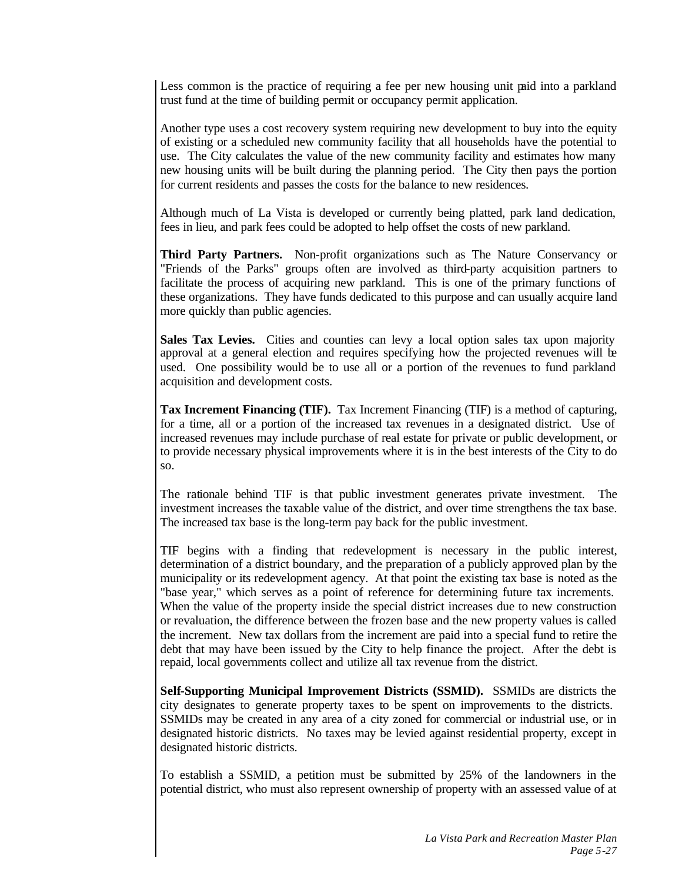Less common is the practice of requiring a fee per new housing unit paid into a parkland trust fund at the time of building permit or occupancy permit application.

Another type uses a cost recovery system requiring new development to buy into the equity of existing or a scheduled new community facility that all households have the potential to use. The City calculates the value of the new community facility and estimates how many new housing units will be built during the planning period. The City then pays the portion for current residents and passes the costs for the balance to new residences.

Although much of La Vista is developed or currently being platted, park land dedication, fees in lieu, and park fees could be adopted to help offset the costs of new parkland.

**Third Party Partners.** Non-profit organizations such as The Nature Conservancy or "Friends of the Parks" groups often are involved as third-party acquisition partners to facilitate the process of acquiring new parkland. This is one of the primary functions of these organizations. They have funds dedicated to this purpose and can usually acquire land more quickly than public agencies.

**Sales Tax Levies.** Cities and counties can levy a local option sales tax upon majority approval at a general election and requires specifying how the projected revenues will be used. One possibility would be to use all or a portion of the revenues to fund parkland acquisition and development costs.

**Tax Increment Financing (TIF).** Tax Increment Financing (TIF) is a method of capturing, for a time, all or a portion of the increased tax revenues in a designated district. Use of increased revenues may include purchase of real estate for private or public development, or to provide necessary physical improvements where it is in the best interests of the City to do so.

The rationale behind TIF is that public investment generates private investment. The investment increases the taxable value of the district, and over time strengthens the tax base. The increased tax base is the long-term pay back for the public investment.

TIF begins with a finding that redevelopment is necessary in the public interest, determination of a district boundary, and the preparation of a publicly approved plan by the municipality or its redevelopment agency. At that point the existing tax base is noted as the "base year," which serves as a point of reference for determining future tax increments. When the value of the property inside the special district increases due to new construction or revaluation, the difference between the frozen base and the new property values is called the increment. New tax dollars from the increment are paid into a special fund to retire the debt that may have been issued by the City to help finance the project. After the debt is repaid, local governments collect and utilize all tax revenue from the district.

**Self-Supporting Municipal Improvement Districts (SSMID).** SSMIDs are districts the city designates to generate property taxes to be spent on improvements to the districts. SSMIDs may be created in any area of a city zoned for commercial or industrial use, or in designated historic districts. No taxes may be levied against residential property, except in designated historic districts.

To establish a SSMID, a petition must be submitted by 25% of the landowners in the potential district, who must also represent ownership of property with an assessed value of at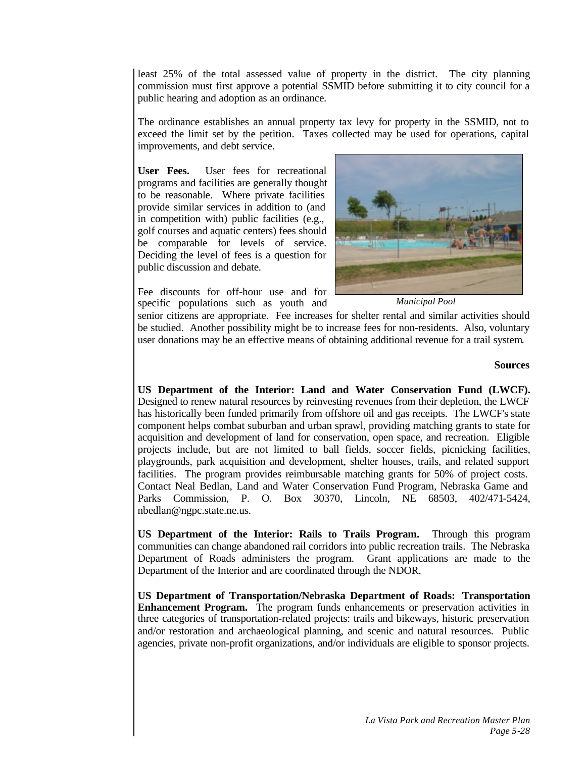least 25% of the total assessed value of property in the district. The city planning commission must first approve a potential SSMID before submitting it to city council for a public hearing and adoption as an ordinance.

The ordinance establishes an annual property tax levy for property in the SSMID, not to exceed the limit set by the petition. Taxes collected may be used for operations, capital improvements, and debt service.

**User Fees.** User fees for recreational programs and facilities are generally thought to be reasonable. Where private facilities provide similar services in addition to (and in competition with) public facilities (e.g., golf courses and aquatic centers) fees should be comparable for levels of service. Deciding the level of fees is a question for public discussion and debate.

*Municipal Pool*

Fee discounts for off-hour use and for specific populations such as youth and senior citizens are appropriate. Fee increases for shelter rental and similar activities should be studied. Another possibility might be to increase fees for non-residents. Also, voluntary user donations may be an effective means of obtaining additional revenue for a trail system.

**Sources**

**US Department of the Interior: Land and Water Conservation Fund (LWCF).** Designed to renew natural resources by reinvesting revenues from their depletion, the LWCF has historically been funded primarily from offshore oil and gas receipts. The LWCF's state component helps combat suburban and urban sprawl, providing matching grants to state for acquisition and development of land for conservation, open space, and recreation. Eligible projects include, but are not limited to ball fields, soccer fields, picnicking facilities, playgrounds, park acquisition and development, shelter houses, trails, and related support facilities. The program provides reimbursable matching grants for 50% of project costs. Contact Neal Bedlan, Land and Water Conservation Fund Program, Nebraska Game and Parks Commission, P. O. Box 30370, Lincoln, NE 68503, 402/471-5424, nbedlan@ngpc.state.ne.us.

**US Department of the Interior: Rails to Trails Program.** Through this program communities can change abandoned rail corridors into public recreation trails. The Nebraska Department of Roads administers the program. Grant applications are made to the Department of the Interior and are coordinated through the NDOR.

**US Department of Transportation/Nebraska Department of Roads: Transportation Enhancement Program.** The program funds enhancements or preservation activities in three categories of transportation-related projects: trails and bikeways, historic preservation and/or restoration and archaeological planning, and scenic and natural resources. Public agencies, private non-profit organizations, and/or individuals are eligible to sponsor projects.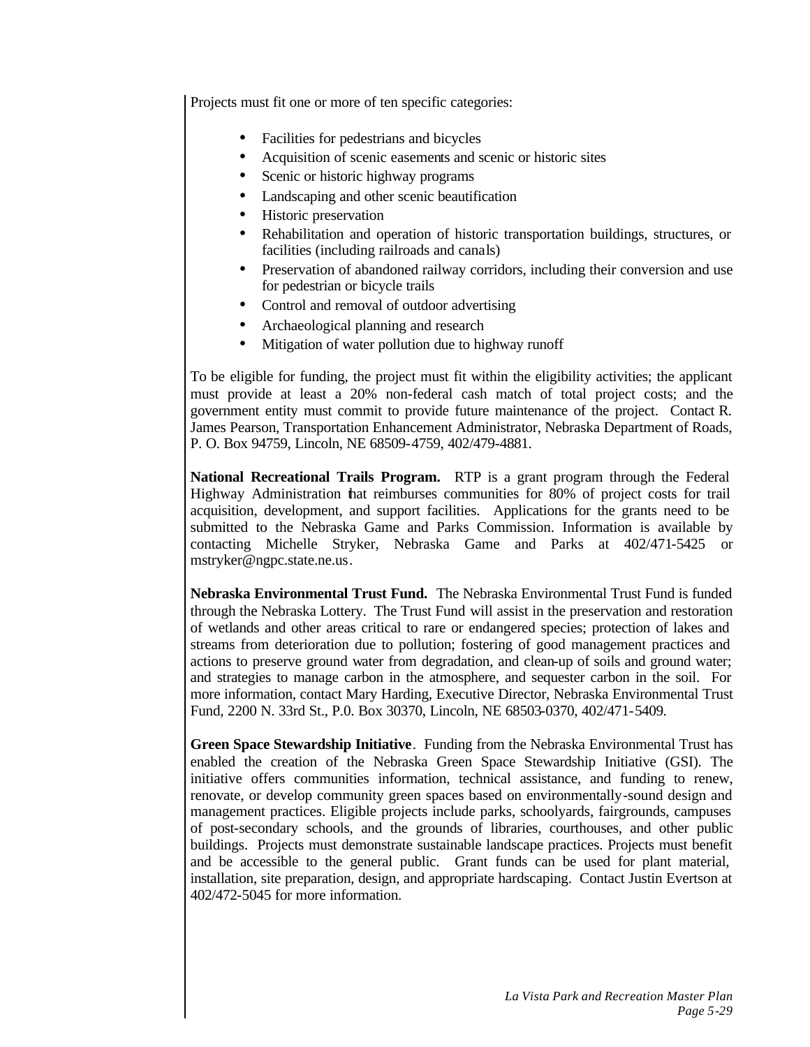Projects must fit one or more of ten specific categories:

- Facilities for pedestrians and bicycles
- Acquisition of scenic easements and scenic or historic sites
- Scenic or historic highway programs
- Landscaping and other scenic beautification
- Historic preservation
- Rehabilitation and operation of historic transportation buildings, structures, or facilities (including railroads and canals)
- Preservation of abandoned railway corridors, including their conversion and use for pedestrian or bicycle trails
- Control and removal of outdoor advertising
- Archaeological planning and research
- Mitigation of water pollution due to highway runoff

To be eligible for funding, the project must fit within the eligibility activities; the applicant must provide at least a 20% non-federal cash match of total project costs; and the government entity must commit to provide future maintenance of the project. Contact R. James Pearson, Transportation Enhancement Administrator, Nebraska Department of Roads, P. O. Box 94759, Lincoln, NE 68509-4759, 402/479-4881.

**National Recreational Trails Program.** RTP is a grant program through the Federal Highway Administration that reimburses communities for 80% of project costs for trail acquisition, development, and support facilities. Applications for the grants need to be submitted to the Nebraska Game and Parks Commission. Information is available by contacting Michelle Stryker, Nebraska Game and Parks at 402/471-5425 or mstryker@ngpc.state.ne.us.

**Nebraska Environmental Trust Fund.** The Nebraska Environmental Trust Fund is funded through the Nebraska Lottery. The Trust Fund will assist in the preservation and restoration of wetlands and other areas critical to rare or endangered species; protection of lakes and streams from deterioration due to pollution; fostering of good management practices and actions to preserve ground water from degradation, and clean-up of soils and ground water; and strategies to manage carbon in the atmosphere, and sequester carbon in the soil. For more information, contact Mary Harding, Executive Director, Nebraska Environmental Trust Fund, 2200 N. 33rd St., P.0. Box 30370, Lincoln, NE 68503-0370, 402/471-5409.

**Green Space Stewardship Initiative**. Funding from the Nebraska Environmental Trust has enabled the creation of the Nebraska Green Space Stewardship Initiative (GSI). The initiative offers communities information, technical assistance, and funding to renew, renovate, or develop community green spaces based on environmentally-sound design and management practices. Eligible projects include parks, schoolyards, fairgrounds, campuses of post-secondary schools, and the grounds of libraries, courthouses, and other public buildings. Projects must demonstrate sustainable landscape practices. Projects must benefit and be accessible to the general public. Grant funds can be used for plant material, installation, site preparation, design, and appropriate hardscaping. Contact Justin Evertson at 402/472-5045 for more information.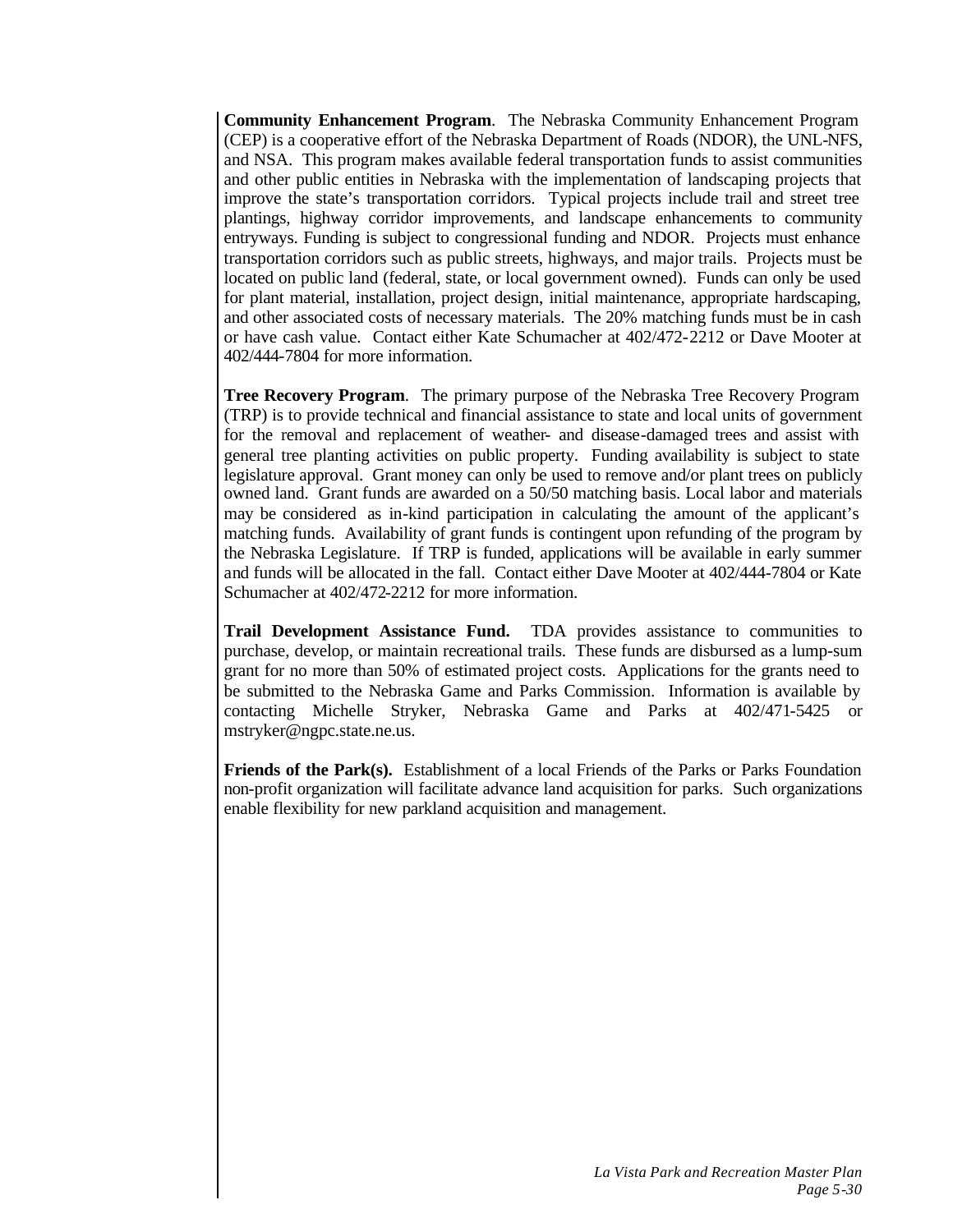**Community Enhancement Program**. The Nebraska Community Enhancement Program (CEP) is a cooperative effort of the Nebraska Department of Roads (NDOR), the UNL-NFS, and NSA. This program makes available federal transportation funds to assist communities and other public entities in Nebraska with the implementation of landscaping projects that improve the state's transportation corridors. Typical projects include trail and street tree plantings, highway corridor improvements, and landscape enhancements to community entryways. Funding is subject to congressional funding and NDOR. Projects must enhance transportation corridors such as public streets, highways, and major trails. Projects must be located on public land (federal, state, or local government owned). Funds can only be used for plant material, installation, project design, initial maintenance, appropriate hardscaping, and other associated costs of necessary materials. The 20% matching funds must be in cash or have cash value. Contact either Kate Schumacher at 402/472-2212 or Dave Mooter at 402/444-7804 for more information.

**Tree Recovery Program**. The primary purpose of the Nebraska Tree Recovery Program (TRP) is to provide technical and financial assistance to state and local units of government for the removal and replacement of weather- and disease-damaged trees and assist with general tree planting activities on public property. Funding availability is subject to state legislature approval. Grant money can only be used to remove and/or plant trees on publicly owned land. Grant funds are awarded on a 50/50 matching basis. Local labor and materials may be considered as in-kind participation in calculating the amount of the applicant's matching funds. Availability of grant funds is contingent upon refunding of the program by the Nebraska Legislature. If TRP is funded, applications will be available in early summer and funds will be allocated in the fall. Contact either Dave Mooter at 402/444-7804 or Kate Schumacher at 402/472-2212 for more information.

**Trail Development Assistance Fund.** TDA provides assistance to communities to purchase, develop, or maintain recreational trails. These funds are disbursed as a lump-sum grant for no more than 50% of estimated project costs. Applications for the grants need to be submitted to the Nebraska Game and Parks Commission. Information is available by contacting Michelle Stryker, Nebraska Game and Parks at 402/471-5425 or mstryker@ngpc.state.ne.us.

**Friends of the Park(s).** Establishment of a local Friends of the Parks or Parks Foundation non-profit organization will facilitate advance land acquisition for parks. Such organizations enable flexibility for new parkland acquisition and management.